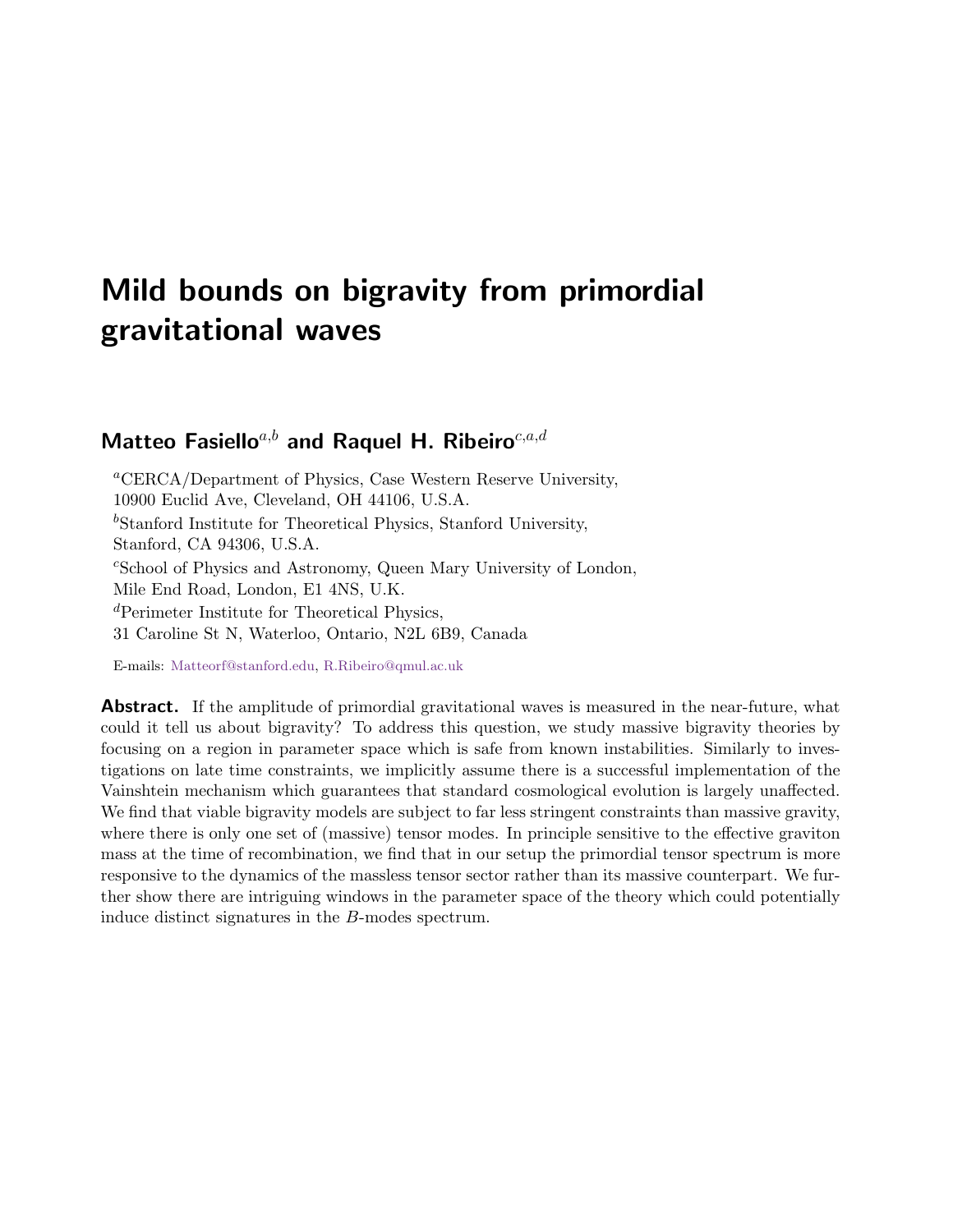# Mild bounds on bigravity from primordial gravitational waves

**Matteo Fasiello**[a,b] **and Raquel H. Ribeiro**[c,a,d]

[a]CERCA/Department of Physics, Case Western Reserve University,
10900 Euclid Ave, Cleveland, OH 44106, U.S.A.

[b]Stanford Institute for Theoretical Physics, Stanford University,
Stanford, CA 94306, U.S.A.

[c]School of Physics and Astronomy, Queen Mary University of London,
Mile End Road, London, E1 4NS, U.K.

[d]Perimeter Institute for Theoretical Physics,
31 Caroline St N, Waterloo, Ontario, N2L 6B9, Canada

E-mails: Matteorf@stanford.edu, R.Ribeiro@qmul.ac.uk

**Abstract.** If the amplitude of primordial gravitational waves is measured in the near-future, what could it tell us about bigravity? To address this question, we study massive bigravity theories by focusing on a region in parameter space which is safe from known instabilities. Similarly to investigations on late time constraints, we implicitly assume there is a successful implementation of the Vainshtein mechanism which guarantees that standard cosmological evolution is largely unaffected. We find that viable bigravity models are subject to far less stringent constraints than massive gravity, where there is only one set of (massive) tensor modes. In principle sensitive to the effective graviton mass at the time of recombination, we find that in our setup the primordial tensor spectrum is more responsive to the dynamics of the massless tensor sector rather than its massive counterpart. We further show there are intriguing windows in the parameter space of the theory which could potentially induce distinct signatures in the $B$-modes spectrum.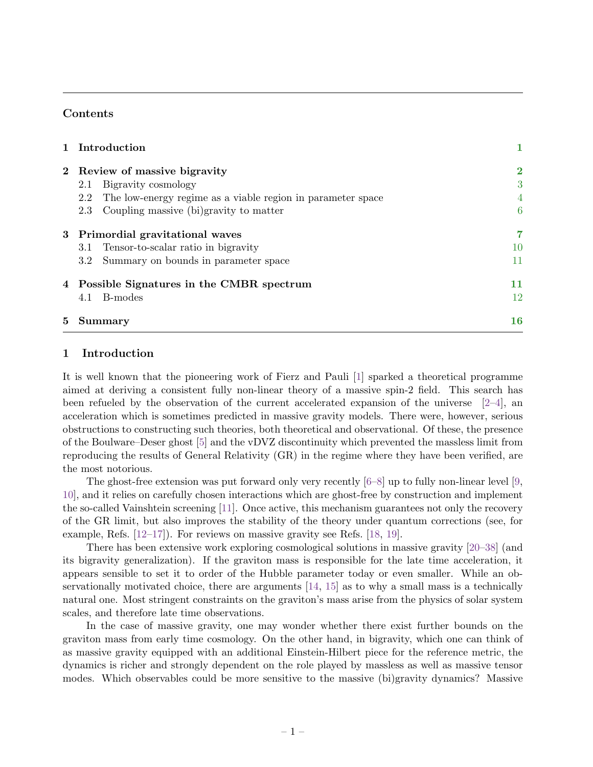## Contents

| | | |
|---|---|---|
| **1** | **Introduction** | **1** |
| **2** | **Review of massive bigravity** | **2** |
| | 2.1 Bigravity cosmology | 3 |
| | 2.2 The low-energy regime as a viable region in parameter space | 4 |
| | 2.3 Coupling massive (bi)gravity to matter | 6 |
| **3** | **Primordial gravitational waves** | **7** |
| | 3.1 Tensor-to-scalar ratio in bigravity | 10 |
| | 3.2 Summary on bounds in parameter space | 11 |
| **4** | **Possible Signatures in the CMBR spectrum** | **11** |
| | 4.1 B-modes | 12 |
| **5** | **Summary** | **16** |

## 1 Introduction

It is well known that the pioneering work of Fierz and Pauli [1] sparked a theoretical programme aimed at deriving a consistent fully non-linear theory of a massive spin-2 field. This search has been refueled by the observation of the current accelerated expansion of the universe [2–4], an acceleration which is sometimes predicted in massive gravity models. There were, however, serious obstructions to constructing such theories, both theoretical and observational. Of these, the presence of the Boulware–Deser ghost [5] and the vDVZ discontinuity which prevented the massless limit from reproducing the results of General Relativity (GR) in the regime where they have been verified, are the most notorious.

The ghost-free extension was put forward only very recently [6–8] up to fully non-linear level [9, 10], and it relies on carefully chosen interactions which are ghost-free by construction and implement the so-called Vainshtein screening [11]. Once active, this mechanism guarantees not only the recovery of the GR limit, but also improves the stability of the theory under quantum corrections (see, for example, Refs. [12–17]). For reviews on massive gravity see Refs. [18, 19].

There has been extensive work exploring cosmological solutions in massive gravity [20–38] (and its bigravity generalization). If the graviton mass is responsible for the late time acceleration, it appears sensible to set it to order of the Hubble parameter today or even smaller. While an observationally motivated choice, there are arguments [14, 15] as to why a small mass is a technically natural one. Most stringent constraints on the graviton's mass arise from the physics of solar system scales, and therefore late time observations.

In the case of massive gravity, one may wonder whether there exist further bounds on the graviton mass from early time cosmology. On the other hand, in bigravity, which one can think of as massive gravity equipped with an additional Einstein-Hilbert piece for the reference metric, the dynamics is richer and strongly dependent on the role played by massless as well as massive tensor modes. Which observables could be more sensitive to the massive (bi)gravity dynamics? Massive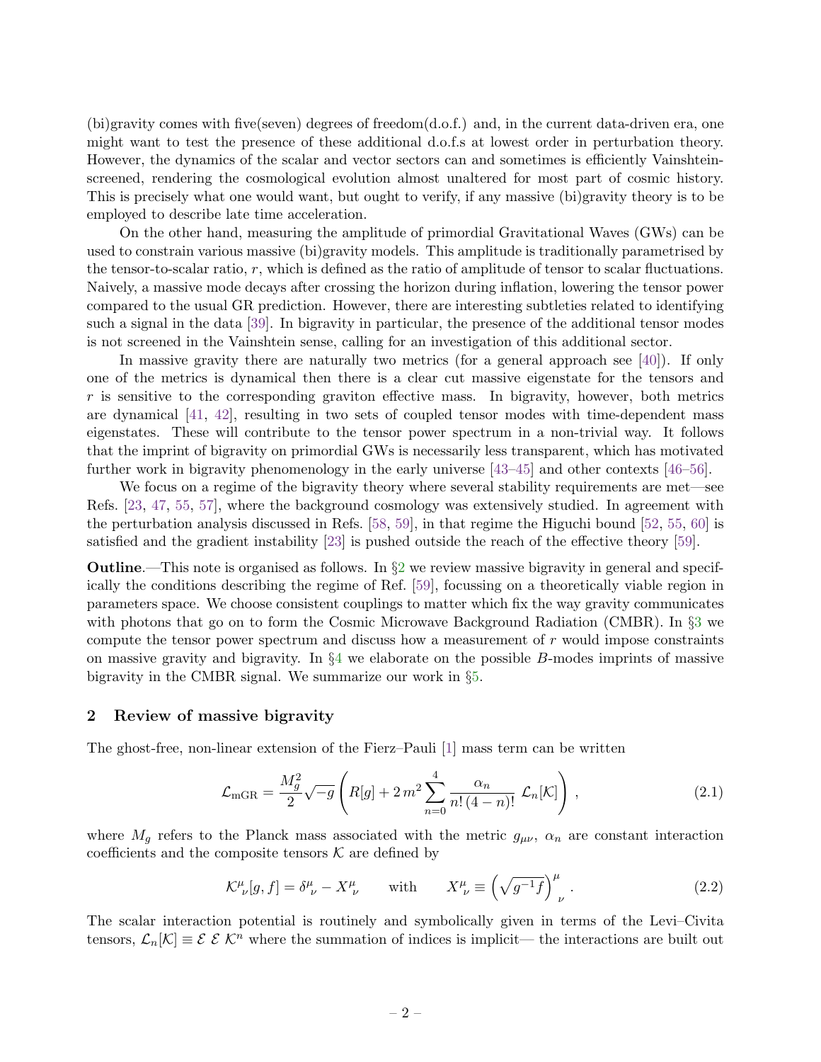(bi)gravity comes with five(seven) degrees of freedom(d.o.f.) and, in the current data-driven era, one might want to test the presence of these additional d.o.f.s at lowest order in perturbation theory. However, the dynamics of the scalar and vector sectors can and sometimes is efficiently Vainshtein-screened, rendering the cosmological evolution almost unaltered for most part of cosmic history. This is precisely what one would want, but ought to verify, if any massive (bi)gravity theory is to be employed to describe late time acceleration.

On the other hand, measuring the amplitude of primordial Gravitational Waves (GWs) can be used to constrain various massive (bi)gravity models. This amplitude is traditionally parametrised by the tensor-to-scalar ratio, $r$, which is defined as the ratio of amplitude of tensor to scalar fluctuations. Naively, a massive mode decays after crossing the horizon during inflation, lowering the tensor power compared to the usual GR prediction. However, there are interesting subtleties related to identifying such a signal in the data [39]. In bigravity in particular, the presence of the additional tensor modes is not screened in the Vainshtein sense, calling for an investigation of this additional sector.

In massive gravity there are naturally two metrics (for a general approach see [40]). If only one of the metrics is dynamical then there is a clear cut massive eigenstate for the tensors and $r$ is sensitive to the corresponding graviton effective mass. In bigravity, however, both metrics are dynamical [41, 42], resulting in two sets of coupled tensor modes with time-dependent mass eigenstates. These will contribute to the tensor power spectrum in a non-trivial way. It follows that the imprint of bigravity on primordial GWs is necessarily less transparent, which has motivated further work in bigravity phenomenology in the early universe [43–45] and other contexts [46–56].

We focus on a regime of the bigravity theory where several stability requirements are met—see Refs. [23, 47, 55, 57], where the background cosmology was extensively studied. In agreement with the perturbation analysis discussed in Refs. [58, 59], in that regime the Higuchi bound [52, 55, 60] is satisfied and the gradient instability [23] is pushed outside the reach of the effective theory [59].

**Outline**.—This note is organised as follows. In §2 we review massive bigravity in general and specifically the conditions describing the regime of Ref. [59], focussing on a theoretically viable region in parameters space. We choose consistent couplings to matter which fix the way gravity communicates with photons that go on to form the Cosmic Microwave Background Radiation (CMBR). In §3 we compute the tensor power spectrum and discuss how a measurement of $r$ would impose constraints on massive gravity and bigravity. In §4 we elaborate on the possible $B$-modes imprints of massive bigravity in the CMBR signal. We summarize our work in §5.

## 2 Review of massive bigravity

The ghost-free, non-linear extension of the Fierz–Pauli [1] mass term can be written

$$\mathcal{L}_{\rm mGR} = \frac{M_g^2}{2}\sqrt{-g}\left(R[g] + 2\,m^2 \sum_{n=0}^{4} \frac{\alpha_n}{n!\,(4-n)!}\;\mathcal{L}_n[\mathcal{K}]\right)\,, \tag{2.1}$$

where $M_g$ refers to the Planck mass associated with the metric $g_{\mu\nu}$, $\alpha_n$ are constant interaction coefficients and the composite tensors $\mathcal{K}$ are defined by

$$\mathcal{K}^{\mu}{}_{\nu}[g,f] = \delta^{\mu}{}_{\nu} - X^{\mu}{}_{\nu} \qquad \text{with} \qquad X^{\mu}{}_{\nu} \equiv \left(\sqrt{g^{-1}f}\right)^{\mu}{}_{\nu}\,. \tag{2.2}$$

The scalar interaction potential is routinely and symbolically given in terms of the Levi–Civita tensors, $\mathcal{L}_n[\mathcal{K}] \equiv \mathcal{E}\;\mathcal{E}\;\mathcal{K}^n$ where the summation of indices is implicit— the interactions are built out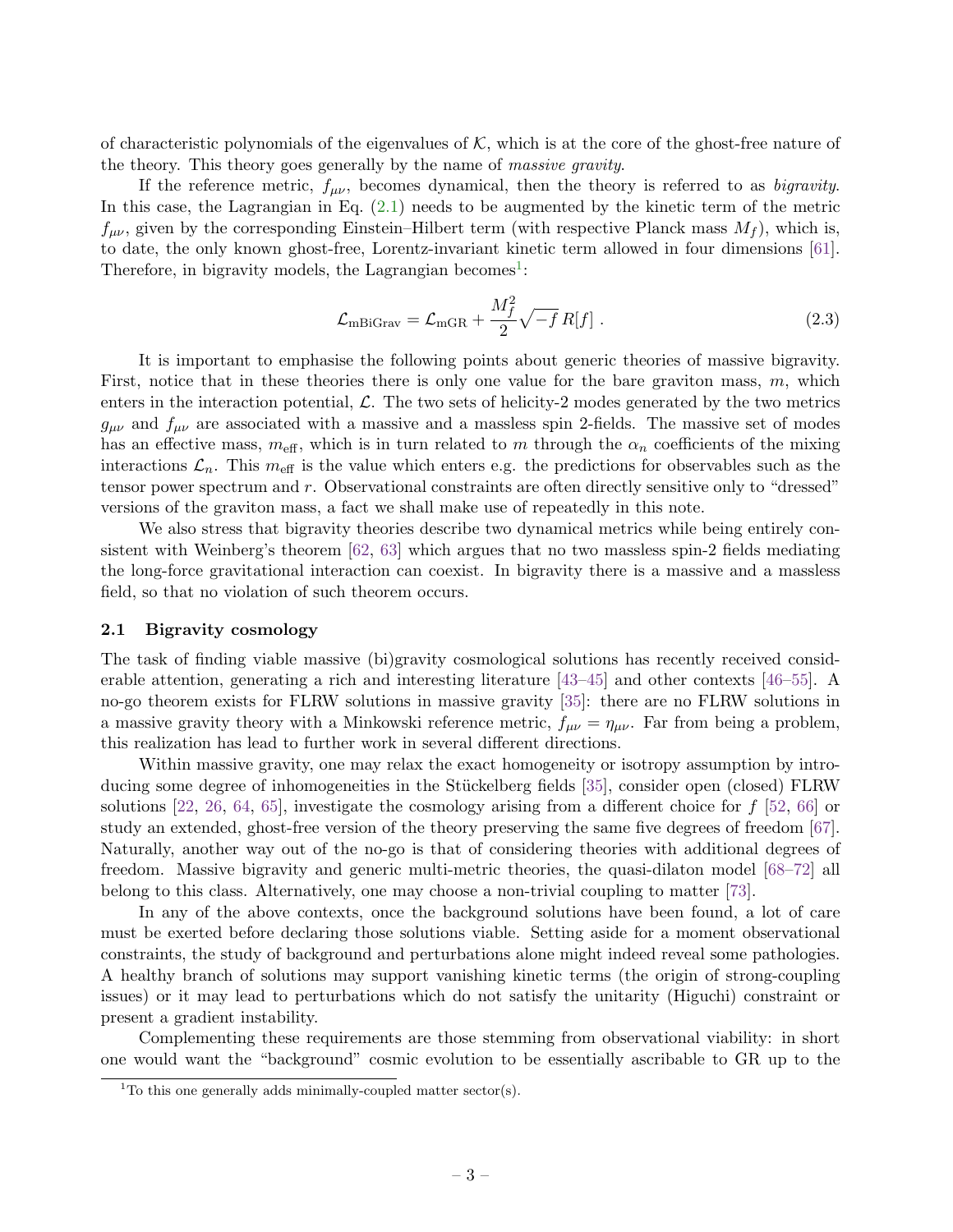of characteristic polynomials of the eigenvalues of $\mathcal{K}$, which is at the core of the ghost-free nature of the theory. This theory goes generally by the name of *massive gravity*.

If the reference metric, $f_{\mu\nu}$, becomes dynamical, then the theory is referred to as *bigravity*. In this case, the Lagrangian in Eq. (2.1) needs to be augmented by the kinetic term of the metric $f_{\mu\nu}$, given by the corresponding Einstein–Hilbert term (with respective Planck mass $M_f$), which is, to date, the only known ghost-free, Lorentz-invariant kinetic term allowed in four dimensions [61]. Therefore, in bigravity models, the Lagrangian becomes[1]:

$$\mathcal{L}_{\rm mBiGrav} = \mathcal{L}_{\rm mGR} + \frac{M_f^2}{2}\sqrt{-f}\,R[f]\ . \tag{2.3}$$

It is important to emphasise the following points about generic theories of massive bigravity. First, notice that in these theories there is only one value for the bare graviton mass, $m$, which enters in the interaction potential, $\mathcal{L}$. The two sets of helicity-2 modes generated by the two metrics $g_{\mu\nu}$ and $f_{\mu\nu}$ are associated with a massive and a massless spin 2-fields. The massive set of modes has an effective mass, $m_{\rm eff}$, which is in turn related to $m$ through the $\alpha_n$ coefficients of the mixing interactions $\mathcal{L}_n$. This $m_{\rm eff}$ is the value which enters e.g. the predictions for observables such as the tensor power spectrum and $r$. Observational constraints are often directly sensitive only to "dressed" versions of the graviton mass, a fact we shall make use of repeatedly in this note.

We also stress that bigravity theories describe two dynamical metrics while being entirely consistent with Weinberg's theorem [62, 63] which argues that no two massless spin-2 fields mediating the long-force gravitational interaction can coexist. In bigravity there is a massive and a massless field, so that no violation of such theorem occurs.

### 2.1 Bigravity cosmology

The task of finding viable massive (bi)gravity cosmological solutions has recently received considerable attention, generating a rich and interesting literature [43–45] and other contexts [46–55]. A no-go theorem exists for FLRW solutions in massive gravity [35]: there are no FLRW solutions in a massive gravity theory with a Minkowski reference metric, $f_{\mu\nu} = \eta_{\mu\nu}$. Far from being a problem, this realization has lead to further work in several different directions.

Within massive gravity, one may relax the exact homogeneity or isotropy assumption by introducing some degree of inhomogeneities in the Stückelberg fields [35], consider open (closed) FLRW solutions [22, 26, 64, 65], investigate the cosmology arising from a different choice for $f$ [52, 66] or study an extended, ghost-free version of the theory preserving the same five degrees of freedom [67]. Naturally, another way out of the no-go is that of considering theories with additional degrees of freedom. Massive bigravity and generic multi-metric theories, the quasi-dilaton model [68–72] all belong to this class. Alternatively, one may choose a non-trivial coupling to matter [73].

In any of the above contexts, once the background solutions have been found, a lot of care must be exerted before declaring those solutions viable. Setting aside for a moment observational constraints, the study of background and perturbations alone might indeed reveal some pathologies. A healthy branch of solutions may support vanishing kinetic terms (the origin of strong-coupling issues) or it may lead to perturbations which do not satisfy the unitarity (Higuchi) constraint or present a gradient instability.

Complementing these requirements are those stemming from observational viability: in short one would want the "background" cosmic evolution to be essentially ascribable to GR up to the

[1] To this one generally adds minimally-coupled matter sector(s).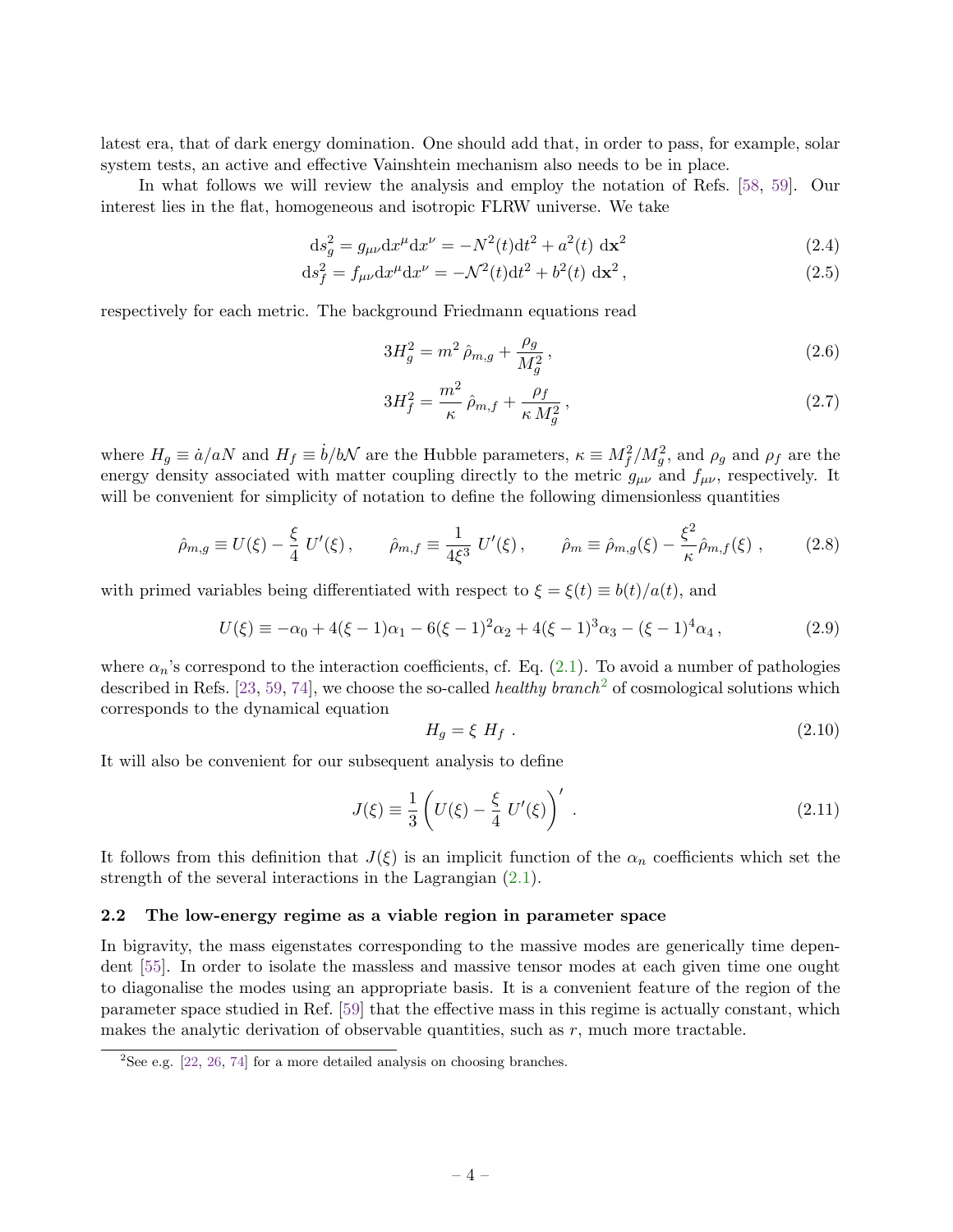latest era, that of dark energy domination. One should add that, in order to pass, for example, solar system tests, an active and effective Vainshtein mechanism also needs to be in place.

In what follows we will review the analysis and employ the notation of Refs. [58, 59]. Our interest lies in the flat, homogeneous and isotropic FLRW universe. We take

$$\mathrm{d}s_g^2 = g_{\mu\nu}\mathrm{d}x^\mu \mathrm{d}x^\nu = -N^2(t)\mathrm{d}t^2 + a^2(t)\ \mathrm{d}\mathbf{x}^2 \tag{2.4}$$

$$\mathrm{d}s_f^2 = f_{\mu\nu}\mathrm{d}x^\mu \mathrm{d}x^\nu = -\mathcal{N}^2(t)\mathrm{d}t^2 + b^2(t)\ \mathrm{d}\mathbf{x}^2\,, \tag{2.5}$$

respectively for each metric. The background Friedmann equations read

$$3H_g^2 = m^2\,\hat{\rho}_{m,g} + \frac{\rho_g}{M_g^2}\,, \tag{2.6}$$

$$3H_f^2 = \frac{m^2}{\kappa}\,\hat{\rho}_{m,f} + \frac{\rho_f}{\kappa\,M_g^2}\,, \tag{2.7}$$

where $H_g \equiv \dot{a}/aN$ and $H_f \equiv \dot{b}/b\mathcal{N}$ are the Hubble parameters, $\kappa \equiv M_f^2/M_g^2$, and $\rho_g$ and $\rho_f$ are the energy density associated with matter coupling directly to the metric $g_{\mu\nu}$ and $f_{\mu\nu}$, respectively. It will be convenient for simplicity of notation to define the following dimensionless quantities

$$\hat{\rho}_{m,g} \equiv U(\xi) - \frac{\xi}{4}\ U'(\xi)\,, \qquad \hat{\rho}_{m,f} \equiv \frac{1}{4\xi^3}\ U'(\xi)\,, \qquad \hat{\rho}_m \equiv \hat{\rho}_{m,g}(\xi) - \frac{\xi^2}{\kappa}\hat{\rho}_{m,f}(\xi)\ , \tag{2.8}$$

with primed variables being differentiated with respect to $\xi = \xi(t) \equiv b(t)/a(t)$, and

$$U(\xi) \equiv -\alpha_0 + 4(\xi-1)\alpha_1 - 6(\xi-1)^2\alpha_2 + 4(\xi-1)^3\alpha_3 - (\xi-1)^4\alpha_4\,, \tag{2.9}$$

where $\alpha_n$'s correspond to the interaction coefficients, cf. Eq. (2.1). To avoid a number of pathologies described in Refs. [23, 59, 74], we choose the so-called *healthy branch*[2] of cosmological solutions which corresponds to the dynamical equation

$$H_g = \xi\ H_f\ . \tag{2.10}$$

It will also be convenient for our subsequent analysis to define

$$J(\xi) \equiv \frac{1}{3}\left(U(\xi) - \frac{\xi}{4}\ U'(\xi)\right)'\ . \tag{2.11}$$

It follows from this definition that $J(\xi)$ is an implicit function of the $\alpha_n$ coefficients which set the strength of the several interactions in the Lagrangian (2.1).

### 2.2 The low-energy regime as a viable region in parameter space

In bigravity, the mass eigenstates corresponding to the massive modes are generically time dependent [55]. In order to isolate the massless and massive tensor modes at each given time one ought to diagonalise the modes using an appropriate basis. It is a convenient feature of the region of the parameter space studied in Ref. [59] that the effective mass in this regime is actually constant, which makes the analytic derivation of observable quantities, such as $r$, much more tractable.

[2] See e.g. [22, 26, 74] for a more detailed analysis on choosing branches.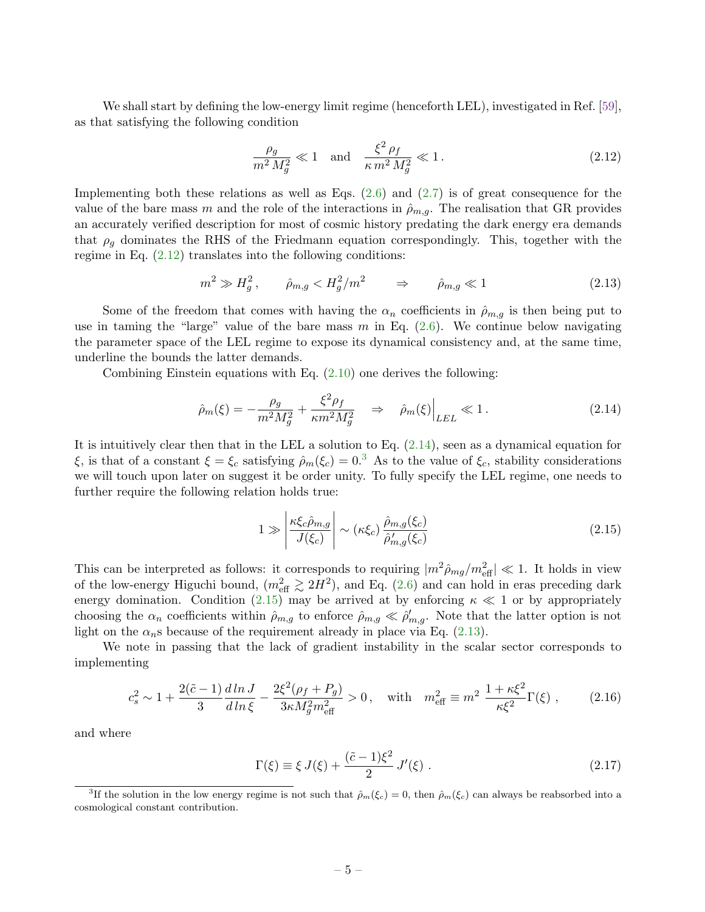We shall start by defining the low-energy limit regime (henceforth LEL), investigated in Ref. [59], as that satisfying the following condition

$$\frac{\rho_g}{m^2\,M_g^2} \ll 1 \quad \text{and} \quad \frac{\xi^2\,\rho_f}{\kappa\,m^2\,M_g^2} \ll 1\,. \tag{2.12}$$

Implementing both these relations as well as Eqs. (2.6) and (2.7) is of great consequence for the value of the bare mass $m$ and the role of the interactions in $\hat{\rho}_{m,g}$. The realisation that GR provides an accurately verified description for most of cosmic history predating the dark energy era demands that $\rho_g$ dominates the RHS of the Friedmann equation correspondingly. This, together with the regime in Eq. (2.12) translates into the following conditions:

$$m^2 \gg H_g^2\,, \qquad \hat{\rho}_{m,g} < H_g^2/m^2 \qquad \Rightarrow \qquad \hat{\rho}_{m,g} \ll 1 \tag{2.13}$$

Some of the freedom that comes with having the $\alpha_n$ coefficients in $\hat{\rho}_{m,g}$ is then being put to use in taming the "large" value of the bare mass $m$ in Eq. (2.6). We continue below navigating the parameter space of the LEL regime to expose its dynamical consistency and, at the same time, underline the bounds the latter demands.

Combining Einstein equations with Eq. (2.10) one derives the following:

$$\hat{\rho}_m(\xi) = -\frac{\rho_g}{m^2 M_g^2} + \frac{\xi^2 \rho_f}{\kappa m^2 M_g^2} \quad \Rightarrow \quad \hat{\rho}_m(\xi)\Big|_{LEL} \ll 1\,. \tag{2.14}$$

It is intuitively clear then that in the LEL a solution to Eq. (2.14), seen as a dynamical equation for $\xi$, is that of a constant $\xi = \xi_c$ satisfying $\hat{\rho}_m(\xi_c) = 0$.[3] As to the value of $\xi_c$, stability considerations we will touch upon later on suggest it be order unity. To fully specify the LEL regime, one needs to further require the following relation holds true:

$$1 \gg \left|\frac{\kappa \xi_c \hat{\rho}_{m,g}}{J(\xi_c)}\right| \sim (\kappa\xi_c)\,\frac{\hat{\rho}_{m,g}(\xi_c)}{\hat{\rho}'_{m,g}(\xi_c)} \tag{2.15}$$

This can be interpreted as follows: it corresponds to requiring $|m^2 \hat{\rho}_{mg}/m^2_{\rm eff}| \ll 1$. It holds in view of the low-energy Higuchi bound, ($m^2_{\rm eff} \gtrsim 2H^2$), and Eq. (2.6) and can hold in eras preceding dark energy domination. Condition (2.15) may be arrived at by enforcing $\kappa \ll 1$ or by appropriately choosing the $\alpha_n$ coefficients within $\hat{\rho}_{m,g}$ to enforce $\hat{\rho}_{m,g} \ll \hat{\rho}'_{m,g}$. Note that the latter option is not light on the $\alpha_n$s because of the requirement already in place via Eq. (2.13).

We note in passing that the lack of gradient instability in the scalar sector corresponds to implementing

$$c_s^2 \sim 1 + \frac{2(\tilde{c}-1)}{3}\frac{d\ln J}{d\ln \xi} - \frac{2\xi^2(\rho_f + P_g)}{3\kappa M_g^2 m^2_{\rm eff}} > 0\,, \quad \text{with} \quad m^2_{\rm eff} \equiv m^2\;\frac{1+\kappa\xi^2}{\kappa\xi^2}\Gamma(\xi)\;, \tag{2.16}$$

and where

$$\Gamma(\xi) \equiv \xi\,J(\xi) + \frac{(\tilde{c}-1)\xi^2}{2}\,J'(\xi)\;. \tag{2.17}$$

[3] If the solution in the low energy regime is not such that $\hat{\rho}_m(\xi_c) = 0$, then $\hat{\rho}_m(\xi_c)$ can always be reabsorbed into a cosmological constant contribution.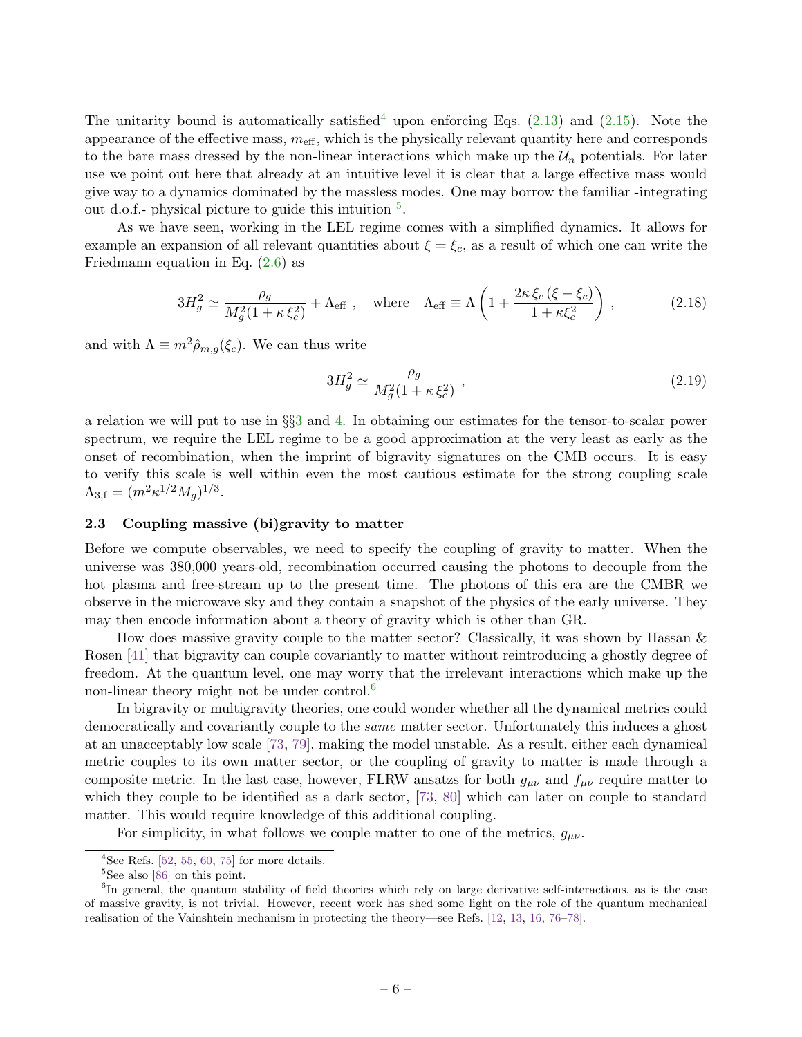The unitarity bound is automatically satisfied[4] upon enforcing Eqs. (2.13) and (2.15). Note the appearance of the effective mass, $m_{\rm eff}$, which is the physically relevant quantity here and corresponds to the bare mass dressed by the non-linear interactions which make up the $\mathcal{U}_n$ potentials. For later use we point out here that already at an intuitive level it is clear that a large effective mass would give way to a dynamics dominated by the massless modes. One may borrow the familiar -integrating out d.o.f.- physical picture to guide this intuition [5].

As we have seen, working in the LEL regime comes with a simplified dynamics. It allows for example an expansion of all relevant quantities about $\xi = \xi_c$, as a result of which one can write the Friedmann equation in Eq. (2.6) as

$$3H_g^2 \simeq \frac{\rho_g}{M_g^2(1+\kappa\,\xi_c^2)} + \Lambda_{\rm eff}\ , \quad \text{where} \quad \Lambda_{\rm eff} \equiv \Lambda\left(1 + \frac{2\kappa\,\xi_c\,(\xi-\xi_c)}{1+\kappa\xi_c^2}\right)\ , \tag{2.18}$$

and with $\Lambda \equiv m^2 \hat{\rho}_{m,g}(\xi_c)$. We can thus write

$$3H_g^2 \simeq \frac{\rho_g}{M_g^2(1+\kappa\,\xi_c^2)}\ , \tag{2.19}$$

a relation we will put to use in §§3 and 4. In obtaining our estimates for the tensor-to-scalar power spectrum, we require the LEL regime to be a good approximation at the very least as early as the onset of recombination, when the imprint of bigravity signatures on the CMB occurs. It is easy to verify this scale is well within even the most cautious estimate for the strong coupling scale $\Lambda_{3,\rm f} = (m^2\kappa^{1/2}M_g)^{1/3}$.

### 2.3 Coupling massive (bi)gravity to matter

Before we compute observables, we need to specify the coupling of gravity to matter. When the universe was 380,000 years-old, recombination occurred causing the photons to decouple from the hot plasma and free-stream up to the present time. The photons of this era are the CMBR we observe in the microwave sky and they contain a snapshot of the physics of the early universe. They may then encode information about a theory of gravity which is other than GR.

How does massive gravity couple to the matter sector? Classically, it was shown by Hassan & Rosen [41] that bigravity can couple covariantly to matter without reintroducing a ghostly degree of freedom. At the quantum level, one may worry that the irrelevant interactions which make up the non-linear theory might not be under control.[6]

In bigravity or multigravity theories, one could wonder whether all the dynamical metrics could democratically and covariantly couple to the *same* matter sector. Unfortunately this induces a ghost at an unacceptably low scale [73, 79], making the model unstable. As a result, either each dynamical metric couples to its own matter sector, or the coupling of gravity to matter is made through a composite metric. In the last case, however, FLRW ansatzs for both $g_{\mu\nu}$ and $f_{\mu\nu}$ require matter to which they couple to be identified as a dark sector, [73, 80] which can later on couple to standard matter. This would require knowledge of this additional coupling.

For simplicity, in what follows we couple matter to one of the metrics, $g_{\mu\nu}$.

---

[4] See Refs. [52, 55, 60, 75] for more details.

[5] See also [86] on this point.

[6] In general, the quantum stability of field theories which rely on large derivative self-interactions, as is the case of massive gravity, is not trivial. However, recent work has shed some light on the role of the quantum mechanical realisation of the Vainshtein mechanism in protecting the theory—see Refs. [12, 13, 16, 76–78].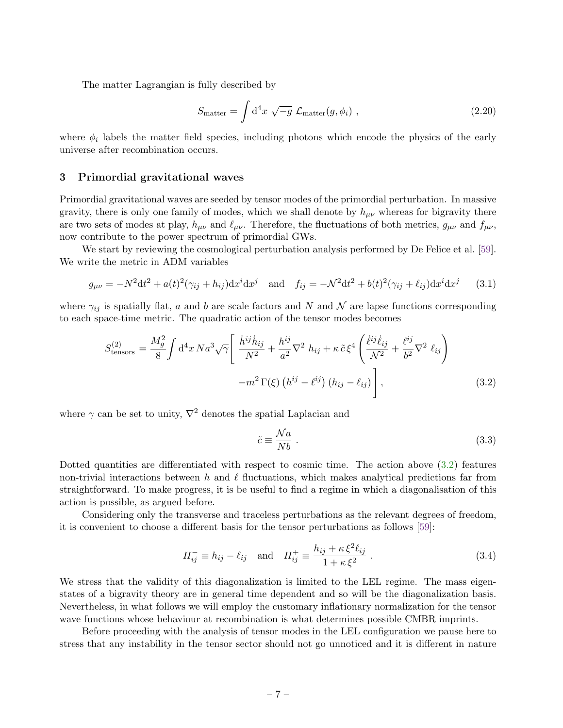The matter Lagrangian is fully described by

$$S_{\rm matter} = \int {\rm d}^4x \, \sqrt{-g} \; \mathcal{L}_{\rm matter}(g, \phi_i) \; , \tag{2.20}$$

where $\phi_i$ labels the matter field species, including photons which encode the physics of the early universe after recombination occurs.

## 3 Primordial gravitational waves

Primordial gravitational waves are seeded by tensor modes of the primordial perturbation. In massive gravity, there is only one family of modes, which we shall denote by $h_{\mu\nu}$ whereas for bigravity there are two sets of modes at play, $h_{\mu\nu}$ and $\ell_{\mu\nu}$. Therefore, the fluctuations of both metrics, $g_{\mu\nu}$ and $f_{\mu\nu}$, now contribute to the power spectrum of primordial GWs.

We start by reviewing the cosmological perturbation analysis performed by De Felice et al. [59]. We write the metric in ADM variables

$$g_{\mu\nu} = -N^2 {\rm d}t^2 + a(t)^2 (\gamma_{ij} + h_{ij}) {\rm d}x^i {\rm d}x^j \quad \text{and} \quad f_{ij} = -\mathcal{N}^2 {\rm d}t^2 + b(t)^2 (\gamma_{ij} + \ell_{ij}) {\rm d}x^i {\rm d}x^j \tag{3.1}$$

where $\gamma_{ij}$ is spatially flat, $a$ and $b$ are scale factors and $N$ and $\mathcal{N}$ are lapse functions corresponding to each space-time metric. The quadratic action of the tensor modes becomes

$$\begin{aligned} S^{(2)}_{\rm tensors} = \frac{M_g^2}{8} \int {\rm d}^4x \, N a^3 \sqrt{\gamma} \Bigg[ \, \frac{\dot{h}^{ij} \dot{h}_{ij}}{N^2} + \frac{h^{ij}}{a^2} \nabla^2 \, h_{ij} + \kappa \, \tilde{c} \, \xi^4 \left( \frac{\dot{\ell}^{ij} \dot{\ell}_{ij}}{\mathcal{N}^2} + \frac{\ell^{ij}}{b^2} \nabla^2 \, \ell_{ij} \right) \\ - m^2 \, \Gamma(\xi) \left( h^{ij} - \ell^{ij} \right) \left( h_{ij} - \ell_{ij} \right) \Bigg] , \end{aligned} \tag{3.2}$$

where $\gamma$ can be set to unity, $\nabla^2$ denotes the spatial Laplacian and

$$\tilde{c} \equiv \frac{\mathcal{N} a}{N b} \; . \tag{3.3}$$

Dotted quantities are differentiated with respect to cosmic time. The action above (3.2) features non-trivial interactions between $h$ and $\ell$ fluctuations, which makes analytical predictions far from straightforward. To make progress, it is be useful to find a regime in which a diagonalisation of this action is possible, as argued before.

Considering only the transverse and traceless perturbations as the relevant degrees of freedom, it is convenient to choose a different basis for the tensor perturbations as follows [59]:

$$H^-_{ij} \equiv h_{ij} - \ell_{ij} \quad \text{and} \quad H^+_{ij} \equiv \frac{h_{ij} + \kappa \, \xi^2 \ell_{ij}}{1 + \kappa \, \xi^2} \; . \tag{3.4}$$

We stress that the validity of this diagonalization is limited to the LEL regime. The mass eigenstates of a bigravity theory are in general time dependent and so will be the diagonalization basis. Nevertheless, in what follows we will employ the customary inflationary normalization for the tensor wave functions whose behaviour at recombination is what determines possible CMBR imprints.

Before proceeding with the analysis of tensor modes in the LEL configuration we pause here to stress that any instability in the tensor sector should not go unnoticed and it is different in nature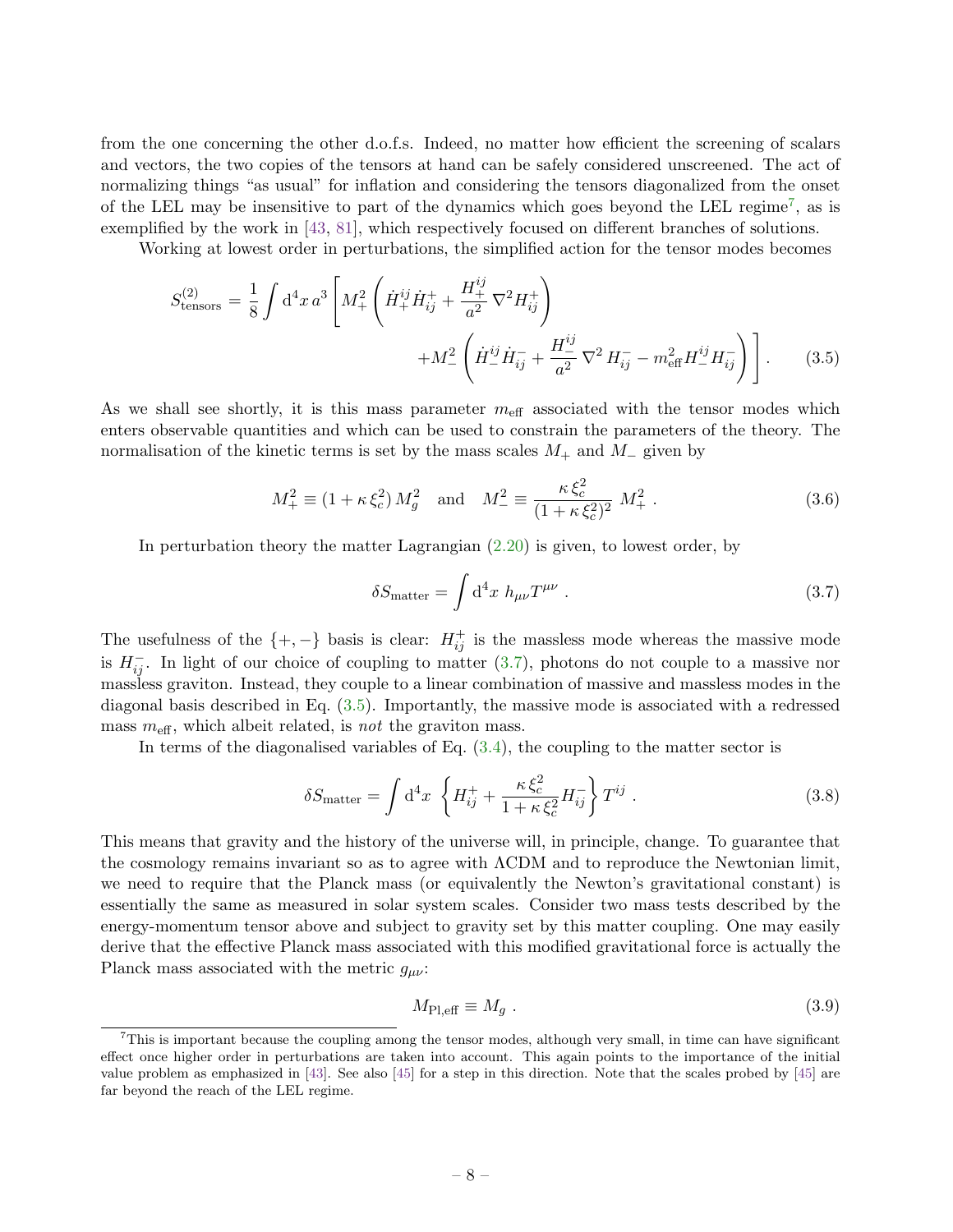from the one concerning the other d.o.f.s. Indeed, no matter how efficient the screening of scalars and vectors, the two copies of the tensors at hand can be safely considered unscreened. The act of normalizing things "as usual" for inflation and considering the tensors diagonalized from the onset of the LEL may be insensitive to part of the dynamics which goes beyond the LEL regime[7], as is exemplified by the work in [43, 81], which respectively focused on different branches of solutions.

Working at lowest order in perturbations, the simplified action for the tensor modes becomes

$$S^{(2)}_{\rm tensors} = \frac{1}{8}\int {\rm d}^4x\, a^3 \left[ M_+^2 \left( \dot{H}_+^{ij}\dot{H}_{ij}^+ + \frac{H_+^{ij}}{a^2}\,\nabla^2 H_{ij}^+ \right) + M_-^2 \left( \dot{H}_-^{ij}\dot{H}_{ij}^- + \frac{H_-^{ij}}{a^2}\,\nabla^2 H_{ij}^- - m_{\rm eff}^2 H_-^{ij} H_{ij}^- \right) \right] . \tag{3.5}$$

As we shall see shortly, it is this mass parameter $m_{\rm eff}$ associated with the tensor modes which enters observable quantities and which can be used to constrain the parameters of the theory. The normalisation of the kinetic terms is set by the mass scales $M_+$ and $M_-$ given by

$$M_+^2 \equiv (1+\kappa\,\xi_c^2)\,M_g^2 \quad \text{and} \quad M_-^2 \equiv \frac{\kappa\,\xi_c^2}{(1+\kappa\,\xi_c^2)^2}\; M_+^2 \; . \tag{3.6}$$

In perturbation theory the matter Lagrangian (2.20) is given, to lowest order, by

$$\delta S_{\rm matter} = \int {\rm d}^4x \; h_{\mu\nu} T^{\mu\nu} \; . \tag{3.7}$$

The usefulness of the $\{+,-\}$ basis is clear: $H_{ij}^+$ is the massless mode whereas the massive mode is $H_{ij}^-$. In light of our choice of coupling to matter (3.7), photons do not couple to a massive nor massless graviton. Instead, they couple to a linear combination of massive and massless modes in the diagonal basis described in Eq. (3.5). Importantly, the massive mode is associated with a redressed mass $m_{\rm eff}$, which albeit related, is *not* the graviton mass.

In terms of the diagonalised variables of Eq. (3.4), the coupling to the matter sector is

$$\delta S_{\rm matter} = \int {\rm d}^4x \; \left\{ H_{ij}^+ + \frac{\kappa\,\xi_c^2}{1+\kappa\,\xi_c^2} H_{ij}^- \right\} T^{ij} \; . \tag{3.8}$$

This means that gravity and the history of the universe will, in principle, change. To guarantee that the cosmology remains invariant so as to agree with ΛCDM and to reproduce the Newtonian limit, we need to require that the Planck mass (or equivalently the Newton's gravitational constant) is essentially the same as measured in solar system scales. Consider two mass tests described by the energy-momentum tensor above and subject to gravity set by this matter coupling. One may easily derive that the effective Planck mass associated with this modified gravitational force is actually the Planck mass associated with the metric $g_{\mu\nu}$:

$$M_{\rm Pl,eff} \equiv M_g \; . \tag{3.9}$$

---

[7] This is important because the coupling among the tensor modes, although very small, in time can have significant effect once higher order in perturbations are taken into account. This again points to the importance of the initial value problem as emphasized in [43]. See also [45] for a step in this direction. Note that the scales probed by [45] are far beyond the reach of the LEL regime.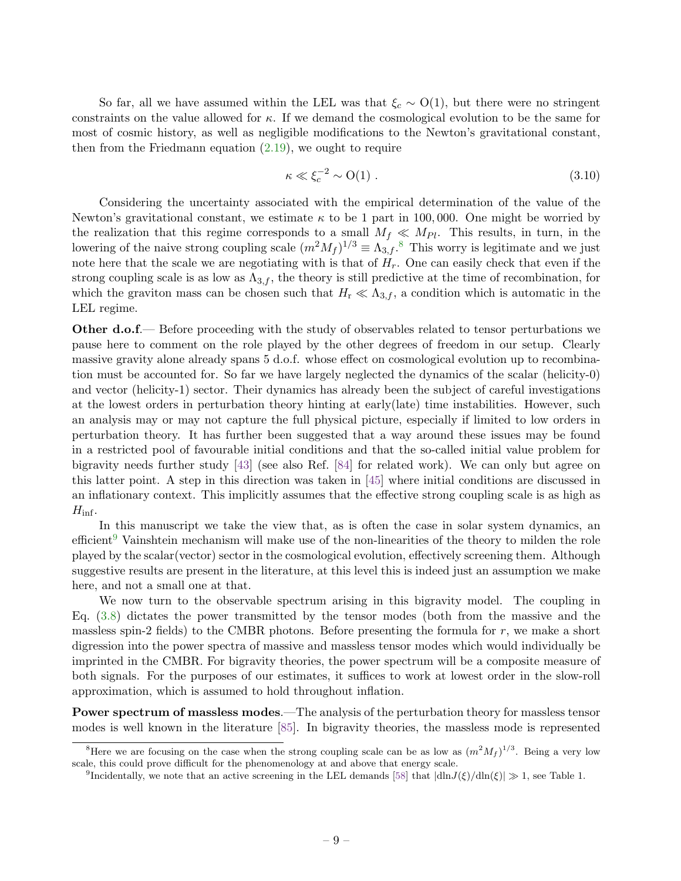So far, all we have assumed within the LEL was that $\xi_c \sim \mathrm{O}(1)$, but there were no stringent constraints on the value allowed for $\kappa$. If we demand the cosmological evolution to be the same for most of cosmic history, as well as negligible modifications to the Newton's gravitational constant, then from the Friedmann equation (2.19), we ought to require

$$\kappa \ll \xi_c^{-2} \sim \mathrm{O}(1) \; . \tag{3.10}$$

Considering the uncertainty associated with the empirical determination of the value of the Newton's gravitational constant, we estimate $\kappa$ to be 1 part in 100,000. One might be worried by the realization that this regime corresponds to a small $M_f \ll M_{Pl}$. This results, in turn, in the lowering of the naive strong coupling scale $(m^2 M_f)^{1/3} \equiv \Lambda_{3,f}$.[8] This worry is legitimate and we just note here that the scale we are negotiating with is that of $H_r$. One can easily check that even if the strong coupling scale is as low as $\Lambda_{3,f}$, the theory is still predictive at the time of recombination, for which the graviton mass can be chosen such that $H_{\rm r} \ll \Lambda_{3,f}$, a condition which is automatic in the LEL regime.

**Other d.o.f.**— Before proceeding with the study of observables related to tensor perturbations we pause here to comment on the role played by the other degrees of freedom in our setup. Clearly massive gravity alone already spans 5 d.o.f. whose effect on cosmological evolution up to recombination must be accounted for. So far we have largely neglected the dynamics of the scalar (helicity-0) and vector (helicity-1) sector. Their dynamics has already been the subject of careful investigations at the lowest orders in perturbation theory hinting at early(late) time instabilities. However, such an analysis may or may not capture the full physical picture, especially if limited to low orders in perturbation theory. It has further been suggested that a way around these issues may be found in a restricted pool of favourable initial conditions and that the so-called initial value problem for bigravity needs further study [43] (see also Ref. [84] for related work). We can only but agree on this latter point. A step in this direction was taken in [45] where initial conditions are discussed in an inflationary context. This implicitly assumes that the effective strong coupling scale is as high as $H_{\rm inf}$.

In this manuscript we take the view that, as is often the case in solar system dynamics, an efficient[9] Vainshtein mechanism will make use of the non-linearities of the theory to milden the role played by the scalar(vector) sector in the cosmological evolution, effectively screening them. Although suggestive results are present in the literature, at this level this is indeed just an assumption we make here, and not a small one at that.

We now turn to the observable spectrum arising in this bigravity model. The coupling in Eq. (3.8) dictates the power transmitted by the tensor modes (both from the massive and the massless spin-2 fields) to the CMBR photons. Before presenting the formula for $r$, we make a short digression into the power spectra of massive and massless tensor modes which would individually be imprinted in the CMBR. For bigravity theories, the power spectrum will be a composite measure of both signals. For the purposes of our estimates, it suffices to work at lowest order in the slow-roll approximation, which is assumed to hold throughout inflation.

**Power spectrum of massless modes**.—The analysis of the perturbation theory for massless tensor modes is well known in the literature [85]. In bigravity theories, the massless mode is represented

[8] Here we are focusing on the case when the strong coupling scale can be as low as $(m^2 M_f)^{1/3}$. Being a very low scale, this could prove difficult for the phenomenology at and above that energy scale.

[9] Incidentally, we note that an active screening in the LEL demands [58] that $|\mathrm{dln}J(\xi)/\mathrm{dln}(\xi)| \gg 1$, see Table 1.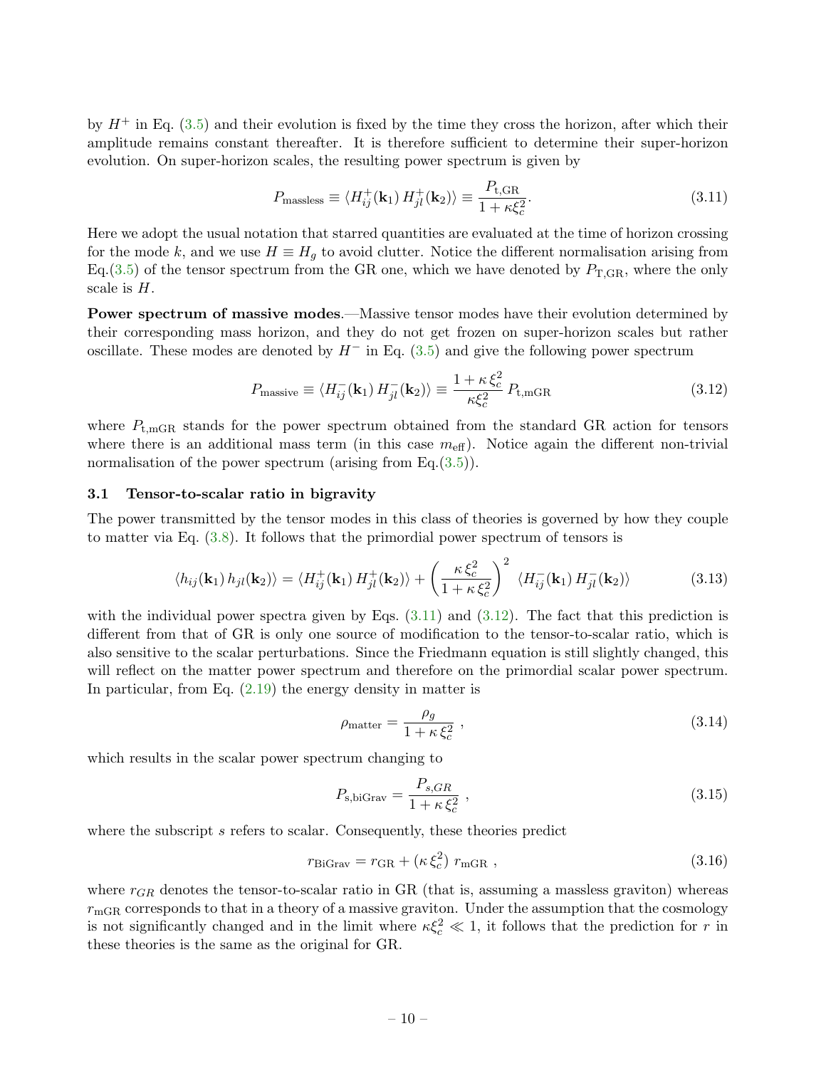by $H^+$ in Eq. (3.5) and their evolution is fixed by the time they cross the horizon, after which their amplitude remains constant thereafter. It is therefore sufficient to determine their super-horizon evolution. On super-horizon scales, the resulting power spectrum is given by

$$P_{\rm massless} \equiv \langle H^+_{ij}(\mathbf{k}_1)\, H^+_{jl}(\mathbf{k}_2)\rangle \equiv \frac{P_{\rm t,GR}}{1+\kappa\xi_c^2}. \tag{3.11}$$

Here we adopt the usual notation that starred quantities are evaluated at the time of horizon crossing for the mode $k$, and we use $H \equiv H_g$ to avoid clutter. Notice the different normalisation arising from Eq.(3.5) of the tensor spectrum from the GR one, which we have denoted by $P_{\rm T,GR}$, where the only scale is $H$.

**Power spectrum of massive modes**.—Massive tensor modes have their evolution determined by their corresponding mass horizon, and they do not get frozen on super-horizon scales but rather oscillate. These modes are denoted by $H^-$ in Eq. (3.5) and give the following power spectrum

$$P_{\rm massive} \equiv \langle H^-_{ij}(\mathbf{k}_1)\, H^-_{jl}(\mathbf{k}_2)\rangle \equiv \frac{1+\kappa\,\xi_c^2}{\kappa\xi_c^2}\, P_{\rm t,mGR} \tag{3.12}$$

where $P_{\rm t,mGR}$ stands for the power spectrum obtained from the standard GR action for tensors where there is an additional mass term (in this case $m_{\rm eff}$). Notice again the different non-trivial normalisation of the power spectrum (arising from Eq.(3.5)).

### 3.1 Tensor-to-scalar ratio in bigravity

The power transmitted by the tensor modes in this class of theories is governed by how they couple to matter via Eq. (3.8). It follows that the primordial power spectrum of tensors is

$$\langle h_{ij}(\mathbf{k}_1)\, h_{jl}(\mathbf{k}_2)\rangle = \langle H^+_{ij}(\mathbf{k}_1)\, H^+_{jl}(\mathbf{k}_2)\rangle + \left(\frac{\kappa\,\xi_c^2}{1+\kappa\,\xi_c^2}\right)^2\, \langle H^-_{ij}(\mathbf{k}_1)\, H^-_{jl}(\mathbf{k}_2)\rangle \tag{3.13}$$

with the individual power spectra given by Eqs. (3.11) and (3.12). The fact that this prediction is different from that of GR is only one source of modification to the tensor-to-scalar ratio, which is also sensitive to the scalar perturbations. Since the Friedmann equation is still slightly changed, this will reflect on the matter power spectrum and therefore on the primordial scalar power spectrum. In particular, from Eq. (2.19) the energy density in matter is

$$\rho_{\rm matter} = \frac{\rho_g}{1+\kappa\,\xi_c^2}\ , \tag{3.14}$$

which results in the scalar power spectrum changing to

$$P_{\rm s,biGrav} = \frac{P_{s,GR}}{1+\kappa\,\xi_c^2}\ , \tag{3.15}$$

where the subscript $s$ refers to scalar. Consequently, these theories predict

$$r_{\rm BiGrav} = r_{\rm GR} + (\kappa\,\xi_c^2)\ r_{\rm mGR}\ , \tag{3.16}$$

where $r_{GR}$ denotes the tensor-to-scalar ratio in GR (that is, assuming a massless graviton) whereas $r_{\rm mGR}$ corresponds to that in a theory of a massive graviton. Under the assumption that the cosmology is not significantly changed and in the limit where $\kappa\xi_c^2 \ll 1$, it follows that the prediction for $r$ in these theories is the same as the original for GR.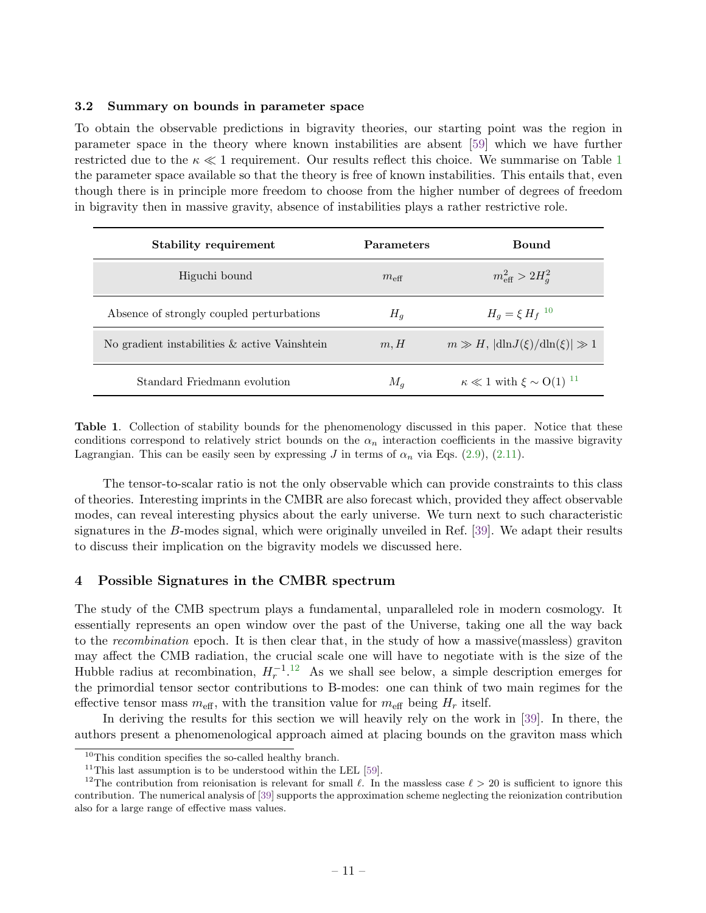### 3.2 Summary on bounds in parameter space

To obtain the observable predictions in bigravity theories, our starting point was the region in parameter space in the theory where known instabilities are absent [59] which we have further restricted due to the $\kappa \ll 1$ requirement. Our results reflect this choice. We summarise on Table 1 the parameter space available so that the theory is free of known instabilities. This entails that, even though there is in principle more freedom to choose from the higher number of degrees of freedom in bigravity then in massive gravity, absence of instabilities plays a rather restrictive role.

| Stability requirement | Parameters | Bound |
|---|---|---|
| Higuchi bound | $m_{\rm eff}$ | $m^2_{\rm eff} > 2H^2_g$ |
| Absence of strongly coupled perturbations | $H_g$ | $H_g = \xi\, H_f$ [10] |
| No gradient instabilities & active Vainshtein | $m, H$ | $m \gg H$, $\lvert {\rm dln}J(\xi)/{\rm dln}(\xi)\rvert \gg 1$ |
| Standard Friedmann evolution | $M_g$ | $\kappa \ll 1$ with $\xi \sim {\rm O}(1)$ [11] |

**Table 1**. Collection of stability bounds for the phenomenology discussed in this paper. Notice that these conditions correspond to relatively strict bounds on the $\alpha_n$ interaction coefficients in the massive bigravity Lagrangian. This can be easily seen by expressing $J$ in terms of $\alpha_n$ via Eqs. (2.9), (2.11).

The tensor-to-scalar ratio is not the only observable which can provide constraints to this class of theories. Interesting imprints in the CMBR are also forecast which, provided they affect observable modes, can reveal interesting physics about the early universe. We turn next to such characteristic signatures in the $B$-modes signal, which were originally unveiled in Ref. [39]. We adapt their results to discuss their implication on the bigravity models we discussed here.

## 4 Possible Signatures in the CMBR spectrum

The study of the CMB spectrum plays a fundamental, unparalleled role in modern cosmology. It essentially represents an open window over the past of the Universe, taking one all the way back to the *recombination* epoch. It is then clear that, in the study of how a massive(massless) graviton may affect the CMB radiation, the crucial scale one will have to negotiate with is the size of the Hubble radius at recombination, $H_r^{-1}$.[12] As we shall see below, a simple description emerges for the primordial tensor sector contributions to B-modes: one can think of two main regimes for the effective tensor mass $m_{\rm eff}$, with the transition value for $m_{\rm eff}$ being $H_r$ itself.

In deriving the results for this section we will heavily rely on the work in [39]. In there, the authors present a phenomenological approach aimed at placing bounds on the graviton mass which

[10] This condition specifies the so-called healthy branch.

[11] This last assumption is to be understood within the LEL [59].

[12] The contribution from reionisation is relevant for small $\ell$. In the massless case $\ell > 20$ is sufficient to ignore this contribution. The numerical analysis of [39] supports the approximation scheme neglecting the reionization contribution also for a large range of effective mass values.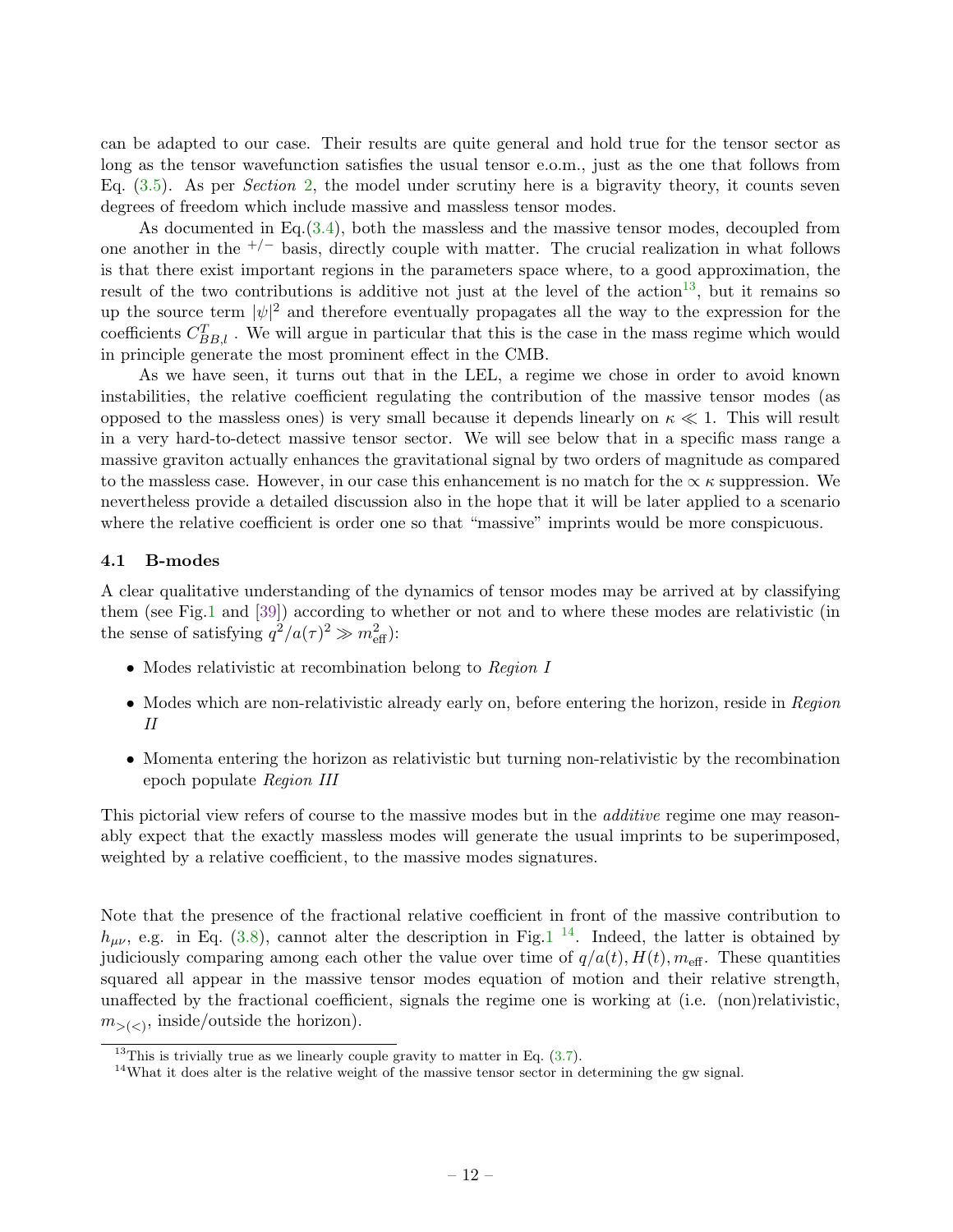can be adapted to our case. Their results are quite general and hold true for the tensor sector as long as the tensor wavefunction satisfies the usual tensor e.o.m., just as the one that follows from Eq. (3.5). As per *Section* 2, the model under scrutiny here is a bigravity theory, it counts seven degrees of freedom which include massive and massless tensor modes.

As documented in Eq.(3.4), both the massless and the massive tensor modes, decoupled from one another in the $^{+/-}$ basis, directly couple with matter. The crucial realization in what follows is that there exist important regions in the parameters space where, to a good approximation, the result of the two contributions is additive not just at the level of the action[13], but it remains so up the source term $|\psi|^2$ and therefore eventually propagates all the way to the expression for the coefficients $C^T_{BB,l}$ . We will argue in particular that this is the case in the mass regime which would in principle generate the most prominent effect in the CMB.

As we have seen, it turns out that in the LEL, a regime we chose in order to avoid known instabilities, the relative coefficient regulating the contribution of the massive tensor modes (as opposed to the massless ones) is very small because it depends linearly on $\kappa \ll 1$. This will result in a very hard-to-detect massive tensor sector. We will see below that in a specific mass range a massive graviton actually enhances the gravitational signal by two orders of magnitude as compared to the massless case. However, in our case this enhancement is no match for the $\propto \kappa$ suppression. We nevertheless provide a detailed discussion also in the hope that it will be later applied to a scenario where the relative coefficient is order one so that "massive" imprints would be more conspicuous.

### 4.1 B-modes

A clear qualitative understanding of the dynamics of tensor modes may be arrived at by classifying them (see Fig.1 and [39]) according to whether or not and to where these modes are relativistic (in the sense of satisfying $q^2/a(\tau)^2 \gg m^2_{\rm eff}$):

- Modes relativistic at recombination belong to *Region I*
- Modes which are non-relativistic already early on, before entering the horizon, reside in *Region II*
- Momenta entering the horizon as relativistic but turning non-relativistic by the recombination epoch populate *Region III*

This pictorial view refers of course to the massive modes but in the *additive* regime one may reasonably expect that the exactly massless modes will generate the usual imprints to be superimposed, weighted by a relative coefficient, to the massive modes signatures.

Note that the presence of the fractional relative coefficient in front of the massive contribution to $h_{\mu\nu}$, e.g. in Eq. (3.8), cannot alter the description in Fig.1 [14]. Indeed, the latter is obtained by judiciously comparing among each other the value over time of $q/a(t), H(t), m_{\rm eff}$. These quantities squared all appear in the massive tensor modes equation of motion and their relative strength, unaffected by the fractional coefficient, signals the regime one is working at (i.e. (non)relativistic, $m_{>(<)}$, inside/outside the horizon).

[13] This is trivially true as we linearly couple gravity to matter in Eq. (3.7).

[14] What it does alter is the relative weight of the massive tensor sector in determining the gw signal.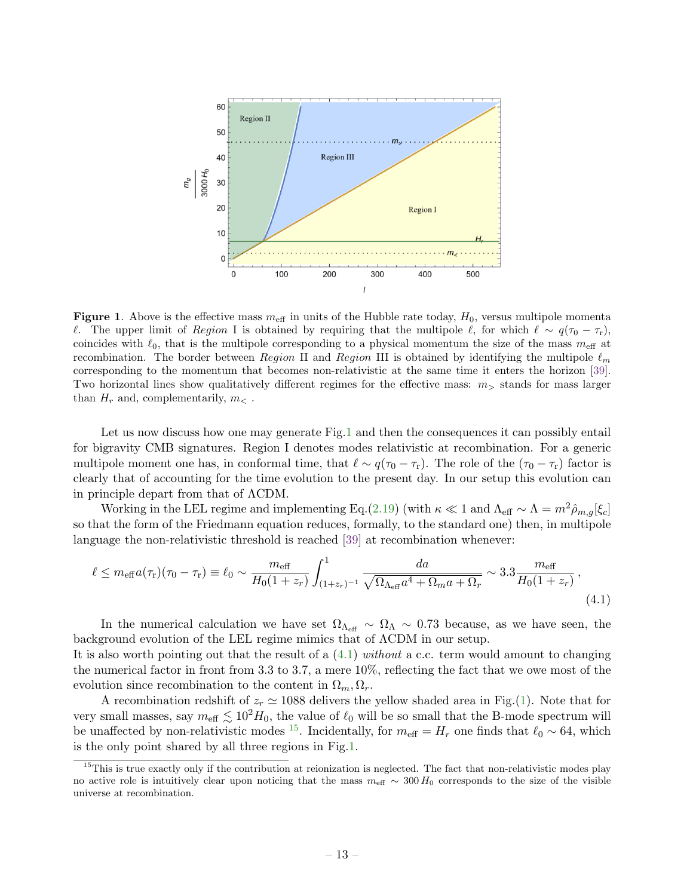**Figure 1**. Above is the effective mass $m_{\rm eff}$ in units of the Hubble rate today, $H_0$, versus multipole momenta $\ell$. The upper limit of *Region* I is obtained by requiring that the multipole $\ell$, for which $\ell \sim q(\tau_0 - \tau_{\rm r})$, coincides with $\ell_0$, that is the multipole corresponding to a physical momentum the size of the mass $m_{\rm eff}$ at recombination. The border between *Region* II and *Region* III is obtained by identifying the multipole $\ell_m$ corresponding to the momentum that becomes non-relativistic at the same time it enters the horizon [39]. Two horizontal lines show qualitatively different regimes for the effective mass: $m_>$ stands for mass larger than $H_r$ and, complementarily, $m_<$ .

Let us now discuss how one may generate Fig.1 and then the consequences it can possibly entail for bigravity CMB signatures. Region I denotes modes relativistic at recombination. For a generic multipole moment one has, in conformal time, that $\ell \sim q(\tau_0 - \tau_{\rm r})$. The role of the $(\tau_0 - \tau_{\rm r})$ factor is clearly that of accounting for the time evolution to the present day. In our setup this evolution can in principle depart from that of $\Lambda$CDM.

Working in the LEL regime and implementing Eq.(2.19) (with $\kappa \ll 1$ and $\Lambda_{\rm eff} \sim \Lambda = m^2 \hat{\rho}_{m,g}[\xi_c]$ so that the form of the Friedmann equation reduces, formally, to the standard one) then, in multipole language the non-relativistic threshold is reached [39] at recombination whenever:

$$\ell \leq m_{\rm eff}\, a(\tau_{\rm r})(\tau_0 - \tau_{\rm r}) \equiv \ell_0 \sim \frac{m_{\rm eff}}{H_0(1+z_r)} \int_{(1+z_r)^{-1}}^{1} \frac{da}{\sqrt{\Omega_{\Lambda_{\rm eff}} a^4 + \Omega_m a + \Omega_r}} \sim 3.3 \frac{m_{\rm eff}}{H_0(1+z_r)}\,, \tag{4.1}$$

In the numerical calculation we have set $\Omega_{\Lambda_{\rm eff}} \sim \Omega_\Lambda \sim 0.73$ because, as we have seen, the background evolution of the LEL regime mimics that of $\Lambda$CDM in our setup.
It is also worth pointing out that the result of a (4.1) *without* a c.c. term would amount to changing the numerical factor in front from 3.3 to 3.7, a mere 10%, reflecting the fact that we owe most of the evolution since recombination to the content in $\Omega_m, \Omega_r$.

A recombination redshift of $z_r \simeq 1088$ delivers the yellow shaded area in Fig.(1). Note that for very small masses, say $m_{\rm eff} \lesssim 10^2 H_0$, the value of $\ell_0$ will be so small that the B-mode spectrum will be unaffected by non-relativistic modes [15]. Incidentally, for $m_{\rm eff} = H_r$ one finds that $\ell_0 \sim 64$, which is the only point shared by all three regions in Fig.1.

[15] This is true exactly only if the contribution at reionization is neglected. The fact that non-relativistic modes play no active role is intuitively clear upon noticing that the mass $m_{\rm eff} \sim 300\, H_0$ corresponds to the size of the visible universe at recombination.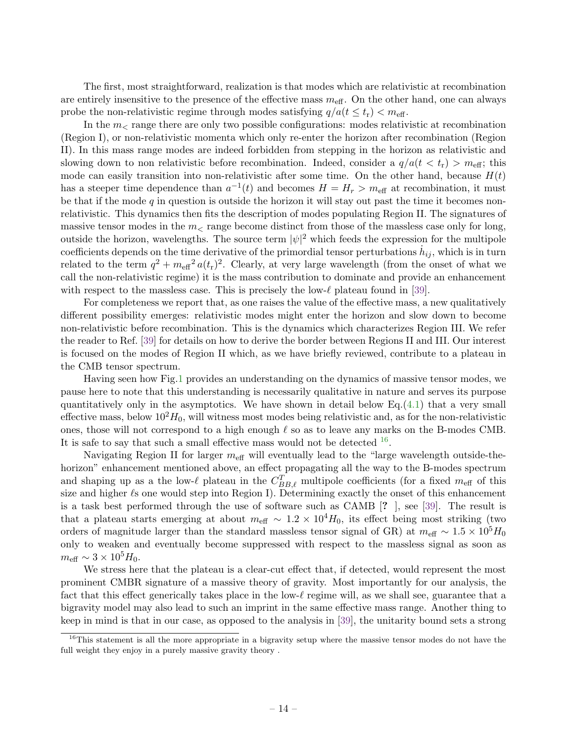The first, most straightforward, realization is that modes which are relativistic at recombination are entirely insensitive to the presence of the effective mass $m_{\rm eff}$. On the other hand, one can always probe the non-relativistic regime through modes satisfying $q/a(t \leq t_{\rm r}) < m_{\rm eff}$.

In the $m_<$ range there are only two possible configurations: modes relativistic at recombination (Region I), or non-relativistic momenta which only re-enter the horizon after recombination (Region II). In this mass range modes are indeed forbidden from stepping in the horizon as relativistic and slowing down to non relativistic before recombination. Indeed, consider a $q/a(t < t_{\rm r}) > m_{\rm eff}$; this mode can easily transition into non-relativistic after some time. On the other hand, because $H(t)$ has a steeper time dependence than $a^{-1}(t)$ and becomes $H = H_r > m_{\rm eff}$ at recombination, it must be that if the mode $q$ in question is outside the horizon it will stay out past the time it becomes non-relativistic. This dynamics then fits the description of modes populating Region II. The signatures of massive tensor modes in the $m_<$ range become distinct from those of the massless case only for long, outside the horizon, wavelengths. The source term $|\psi|^2$ which feeds the expression for the multipole coefficients depends on the time derivative of the primordial tensor perturbations $\dot{h}_{ij}$, which is in turn related to the term $q^2 + {m_{\rm eff}}^2\, a(t_{\rm r})^2$. Clearly, at very large wavelength (from the onset of what we call the non-relativistic regime) it is the mass contribution to dominate and provide an enhancement with respect to the massless case. This is precisely the low-$\ell$ plateau found in [39].

For completeness we report that, as one raises the value of the effective mass, a new qualitatively different possibility emerges: relativistic modes might enter the horizon and slow down to become non-relativistic before recombination. This is the dynamics which characterizes Region III. We refer the reader to Ref. [39] for details on how to derive the border between Regions II and III. Our interest is focused on the modes of Region II which, as we have briefly reviewed, contribute to a plateau in the CMB tensor spectrum.

Having seen how Fig.1 provides an understanding on the dynamics of massive tensor modes, we pause here to note that this understanding is necessarily qualitative in nature and serves its purpose quantitatively only in the asymptotics. We have shown in detail below Eq.(4.1) that a very small effective mass, below $10^2 H_0$, will witness most modes being relativistic and, as for the non-relativistic ones, those will not correspond to a high enough $\ell$ so as to leave any marks on the B-modes CMB. It is safe to say that such a small effective mass would not be detected [16].

Navigating Region II for larger $m_{\rm eff}$ will eventually lead to the "large wavelength outside-the-horizon" enhancement mentioned above, an effect propagating all the way to the B-modes spectrum and shaping up as a the low-$\ell$ plateau in the $C^T_{BB,\ell}$ multipole coefficients (for a fixed $m_{\rm eff}$ of this size and higher $\ell$s one would step into Region I). Determining exactly the onset of this enhancement is a task best performed through the use of software such as CAMB [? ], see [39]. The result is that a plateau starts emerging at about $m_{\rm eff} \sim 1.2 \times 10^4 H_0$, its effect being most striking (two orders of magnitude larger than the standard massless tensor signal of GR) at $m_{\rm eff} \sim 1.5 \times 10^5 H_0$ only to weaken and eventually become suppressed with respect to the massless signal as soon as $m_{\rm eff} \sim 3 \times 10^5 H_0$.

We stress here that the plateau is a clear-cut effect that, if detected, would represent the most prominent CMBR signature of a massive theory of gravity. Most importantly for our analysis, the fact that this effect generically takes place in the low-$\ell$ regime will, as we shall see, guarantee that a bigravity model may also lead to such an imprint in the same effective mass range. Another thing to keep in mind is that in our case, as opposed to the analysis in [39], the unitarity bound sets a strong

[16] This statement is all the more appropriate in a bigravity setup where the massive tensor modes do not have the full weight they enjoy in a purely massive gravity theory .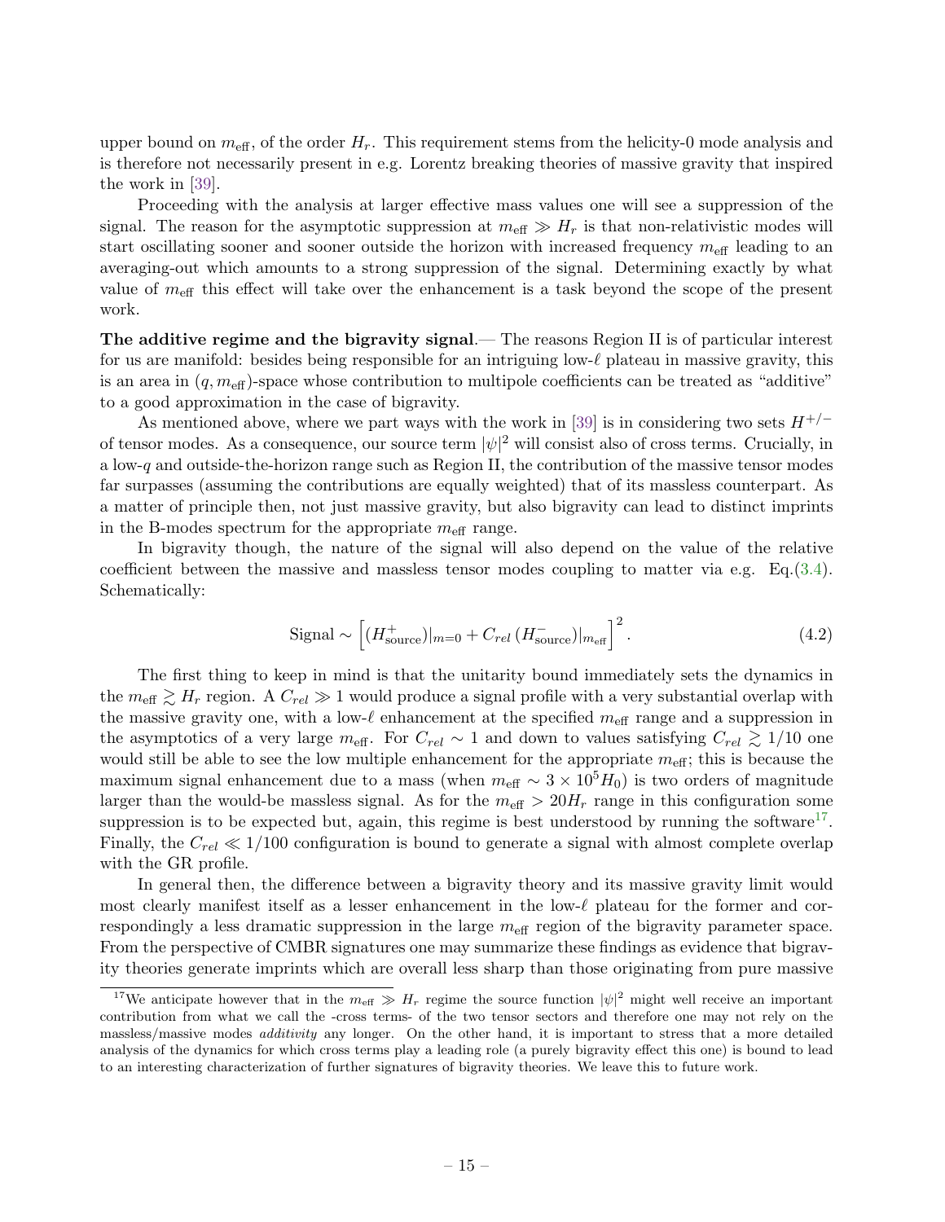upper bound on $m_{\rm eff}$, of the order $H_r$. This requirement stems from the helicity-0 mode analysis and is therefore not necessarily present in e.g. Lorentz breaking theories of massive gravity that inspired the work in [39].

Proceeding with the analysis at larger effective mass values one will see a suppression of the signal. The reason for the asymptotic suppression at $m_{\rm eff} \gg H_r$ is that non-relativistic modes will start oscillating sooner and sooner outside the horizon with increased frequency $m_{\rm eff}$ leading to an averaging-out which amounts to a strong suppression of the signal. Determining exactly by what value of $m_{\rm eff}$ this effect will take over the enhancement is a task beyond the scope of the present work.

**The additive regime and the bigravity signal**.— The reasons Region II is of particular interest for us are manifold: besides being responsible for an intriguing low-$\ell$ plateau in massive gravity, this is an area in $(q, m_{\rm eff})$-space whose contribution to multipole coefficients can be treated as "additive" to a good approximation in the case of bigravity.

As mentioned above, where we part ways with the work in [39] is in considering two sets $H^{+/-}$ of tensor modes. As a consequence, our source term $|\psi|^2$ will consist also of cross terms. Crucially, in a low-$q$ and outside-the-horizon range such as Region II, the contribution of the massive tensor modes far surpasses (assuming the contributions are equally weighted) that of its massless counterpart. As a matter of principle then, not just massive gravity, but also bigravity can lead to distinct imprints in the B-modes spectrum for the appropriate $m_{\rm eff}$ range.

In bigravity though, the nature of the signal will also depend on the value of the relative coefficient between the massive and massless tensor modes coupling to matter via e.g. Eq.(3.4). Schematically:

$$\text{Signal} \sim \Big[(H^{+}_{\rm source})|_{m=0} + C_{rel}\,(H^{-}_{\rm source})|_{m_{\rm eff}}\Big]^2 . \tag{4.2}$$

The first thing to keep in mind is that the unitarity bound immediately sets the dynamics in the $m_{\rm eff} \gtrsim H_r$ region. A $C_{rel} \gg 1$ would produce a signal profile with a very substantial overlap with the massive gravity one, with a low-$\ell$ enhancement at the specified $m_{\rm eff}$ range and a suppression in the asymptotics of a very large $m_{\rm eff}$. For $C_{rel} \sim 1$ and down to values satisfying $C_{rel} \gtrsim 1/10$ one would still be able to see the low multiple enhancement for the appropriate $m_{\rm eff}$; this is because the maximum signal enhancement due to a mass (when $m_{\rm eff} \sim 3 \times 10^5 H_0$) is two orders of magnitude larger than the would-be massless signal. As for the $m_{\rm eff} > 20 H_r$ range in this configuration some suppression is to be expected but, again, this regime is best understood by running the software[17]. Finally, the $C_{rel} \ll 1/100$ configuration is bound to generate a signal with almost complete overlap with the GR profile.

In general then, the difference between a bigravity theory and its massive gravity limit would most clearly manifest itself as a lesser enhancement in the low-$\ell$ plateau for the former and correspondingly a less dramatic suppression in the large $m_{\rm eff}$ region of the bigravity parameter space. From the perspective of CMBR signatures one may summarize these findings as evidence that bigravity theories generate imprints which are overall less sharp than those originating from pure massive

[17] We anticipate however that in the $m_{\rm eff} \gg H_r$ regime the source function $|\psi|^2$ might well receive an important contribution from what we call the -cross terms- of the two tensor sectors and therefore one may not rely on the massless/massive modes *additivity* any longer. On the other hand, it is important to stress that a more detailed analysis of the dynamics for which cross terms play a leading role (a purely bigravity effect this one) is bound to lead to an interesting characterization of further signatures of bigravity theories. We leave this to future work.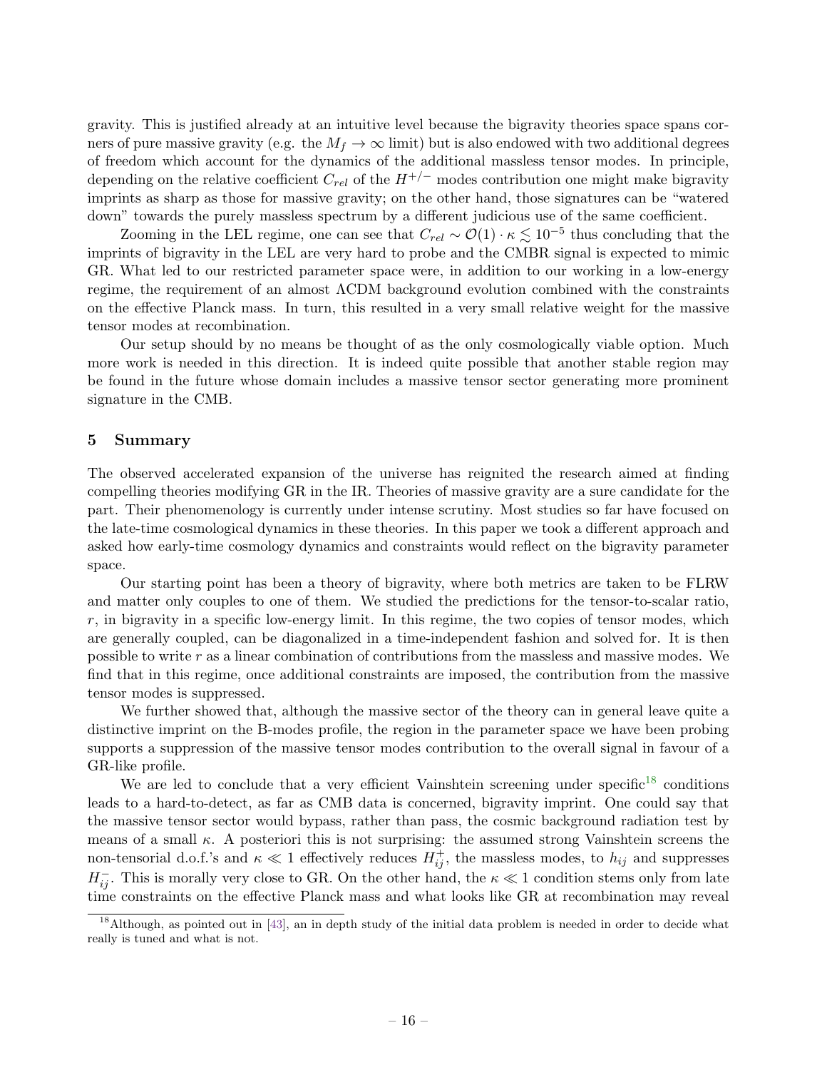gravity. This is justified already at an intuitive level because the bigravity theories space spans corners of pure massive gravity (e.g. the $M_f \to \infty$ limit) but is also endowed with two additional degrees of freedom which account for the dynamics of the additional massless tensor modes. In principle, depending on the relative coefficient $C_{rel}$ of the $H^{+/-}$ modes contribution one might make bigravity imprints as sharp as those for massive gravity; on the other hand, those signatures can be "watered down" towards the purely massless spectrum by a different judicious use of the same coefficient.

Zooming in the LEL regime, one can see that $C_{rel} \sim \mathcal{O}(1) \cdot \kappa \lesssim 10^{-5}$ thus concluding that the imprints of bigravity in the LEL are very hard to probe and the CMBR signal is expected to mimic GR. What led to our restricted parameter space were, in addition to our working in a low-energy regime, the requirement of an almost ΛCDM background evolution combined with the constraints on the effective Planck mass. In turn, this resulted in a very small relative weight for the massive tensor modes at recombination.

Our setup should by no means be thought of as the only cosmologically viable option. Much more work is needed in this direction. It is indeed quite possible that another stable region may be found in the future whose domain includes a massive tensor sector generating more prominent signature in the CMB.

## 5 Summary

The observed accelerated expansion of the universe has reignited the research aimed at finding compelling theories modifying GR in the IR. Theories of massive gravity are a sure candidate for the part. Their phenomenology is currently under intense scrutiny. Most studies so far have focused on the late-time cosmological dynamics in these theories. In this paper we took a different approach and asked how early-time cosmology dynamics and constraints would reflect on the bigravity parameter space.

Our starting point has been a theory of bigravity, where both metrics are taken to be FLRW and matter only couples to one of them. We studied the predictions for the tensor-to-scalar ratio, $r$, in bigravity in a specific low-energy limit. In this regime, the two copies of tensor modes, which are generally coupled, can be diagonalized in a time-independent fashion and solved for. It is then possible to write $r$ as a linear combination of contributions from the massless and massive modes. We find that in this regime, once additional constraints are imposed, the contribution from the massive tensor modes is suppressed.

We further showed that, although the massive sector of the theory can in general leave quite a distinctive imprint on the B-modes profile, the region in the parameter space we have been probing supports a suppression of the massive tensor modes contribution to the overall signal in favour of a GR-like profile.

We are led to conclude that a very efficient Vainshtein screening under specific[18] conditions leads to a hard-to-detect, as far as CMB data is concerned, bigravity imprint. One could say that the massive tensor sector would bypass, rather than pass, the cosmic background radiation test by means of a small $\kappa$. A posteriori this is not surprising: the assumed strong Vainshtein screens the non-tensorial d.o.f.'s and $\kappa \ll 1$ effectively reduces $H^{+}_{ij}$, the massless modes, to $h_{ij}$ and suppresses $H^{-}_{ij}$. This is morally very close to GR. On the other hand, the $\kappa \ll 1$ condition stems only from late time constraints on the effective Planck mass and what looks like GR at recombination may reveal

[18] Although, as pointed out in [43], an in depth study of the initial data problem is needed in order to decide what really is tuned and what is not.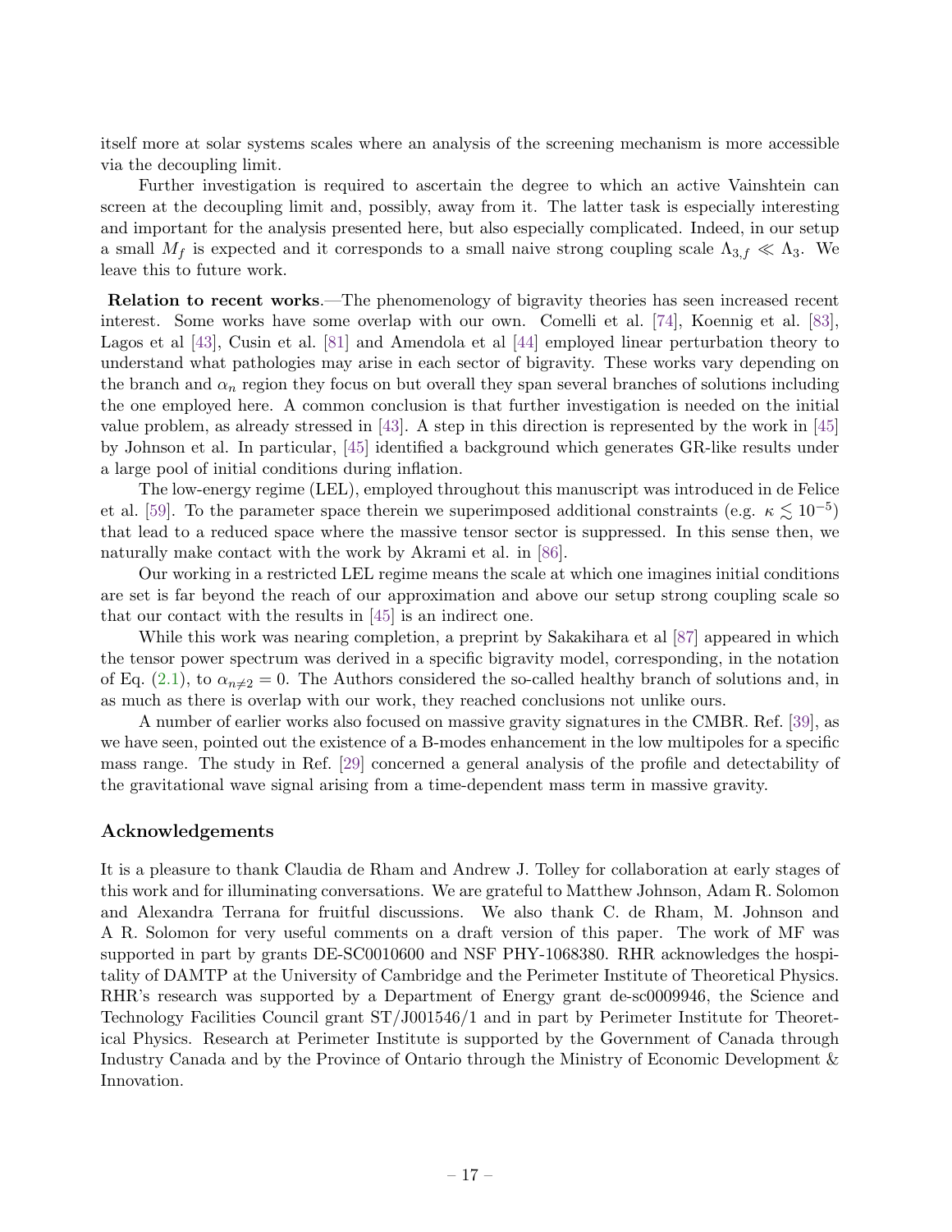itself more at solar systems scales where an analysis of the screening mechanism is more accessible via the decoupling limit.

Further investigation is required to ascertain the degree to which an active Vainshtein can screen at the decoupling limit and, possibly, away from it. The latter task is especially interesting and important for the analysis presented here, but also especially complicated. Indeed, in our setup a small $M_f$ is expected and it corresponds to a small naive strong coupling scale $\Lambda_{3,f} \ll \Lambda_3$. We leave this to future work.

**Relation to recent works**.—The phenomenology of bigravity theories has seen increased recent interest. Some works have some overlap with our own. Comelli et al. [74], Koennig et al. [83], Lagos et al [43], Cusin et al. [81] and Amendola et al [44] employed linear perturbation theory to understand what pathologies may arise in each sector of bigravity. These works vary depending on the branch and $\alpha_n$ region they focus on but overall they span several branches of solutions including the one employed here. A common conclusion is that further investigation is needed on the initial value problem, as already stressed in [43]. A step in this direction is represented by the work in [45] by Johnson et al. In particular, [45] identified a background which generates GR-like results under a large pool of initial conditions during inflation.

The low-energy regime (LEL), employed throughout this manuscript was introduced in de Felice et al. [59]. To the parameter space therein we superimposed additional constraints (e.g. $\kappa \lesssim 10^{-5}$) that lead to a reduced space where the massive tensor sector is suppressed. In this sense then, we naturally make contact with the work by Akrami et al. in [86].

Our working in a restricted LEL regime means the scale at which one imagines initial conditions are set is far beyond the reach of our approximation and above our setup strong coupling scale so that our contact with the results in [45] is an indirect one.

While this work was nearing completion, a preprint by Sakakihara et al [87] appeared in which the tensor power spectrum was derived in a specific bigravity model, corresponding, in the notation of Eq. (2.1), to $\alpha_{n\neq 2} = 0$. The Authors considered the so-called healthy branch of solutions and, in as much as there is overlap with our work, they reached conclusions not unlike ours.

A number of earlier works also focused on massive gravity signatures in the CMBR. Ref. [39], as we have seen, pointed out the existence of a B-modes enhancement in the low multipoles for a specific mass range. The study in Ref. [29] concerned a general analysis of the profile and detectability of the gravitational wave signal arising from a time-dependent mass term in massive gravity.

## Acknowledgements

It is a pleasure to thank Claudia de Rham and Andrew J. Tolley for collaboration at early stages of this work and for illuminating conversations. We are grateful to Matthew Johnson, Adam R. Solomon and Alexandra Terrana for fruitful discussions. We also thank C. de Rham, M. Johnson and A R. Solomon for very useful comments on a draft version of this paper. The work of MF was supported in part by grants DE-SC0010600 and NSF PHY-1068380. RHR acknowledges the hospitality of DAMTP at the University of Cambridge and the Perimeter Institute of Theoretical Physics. RHR's research was supported by a Department of Energy grant de-sc0009946, the Science and Technology Facilities Council grant ST/J001546/1 and in part by Perimeter Institute for Theoretical Physics. Research at Perimeter Institute is supported by the Government of Canada through Industry Canada and by the Province of Ontario through the Ministry of Economic Development & Innovation.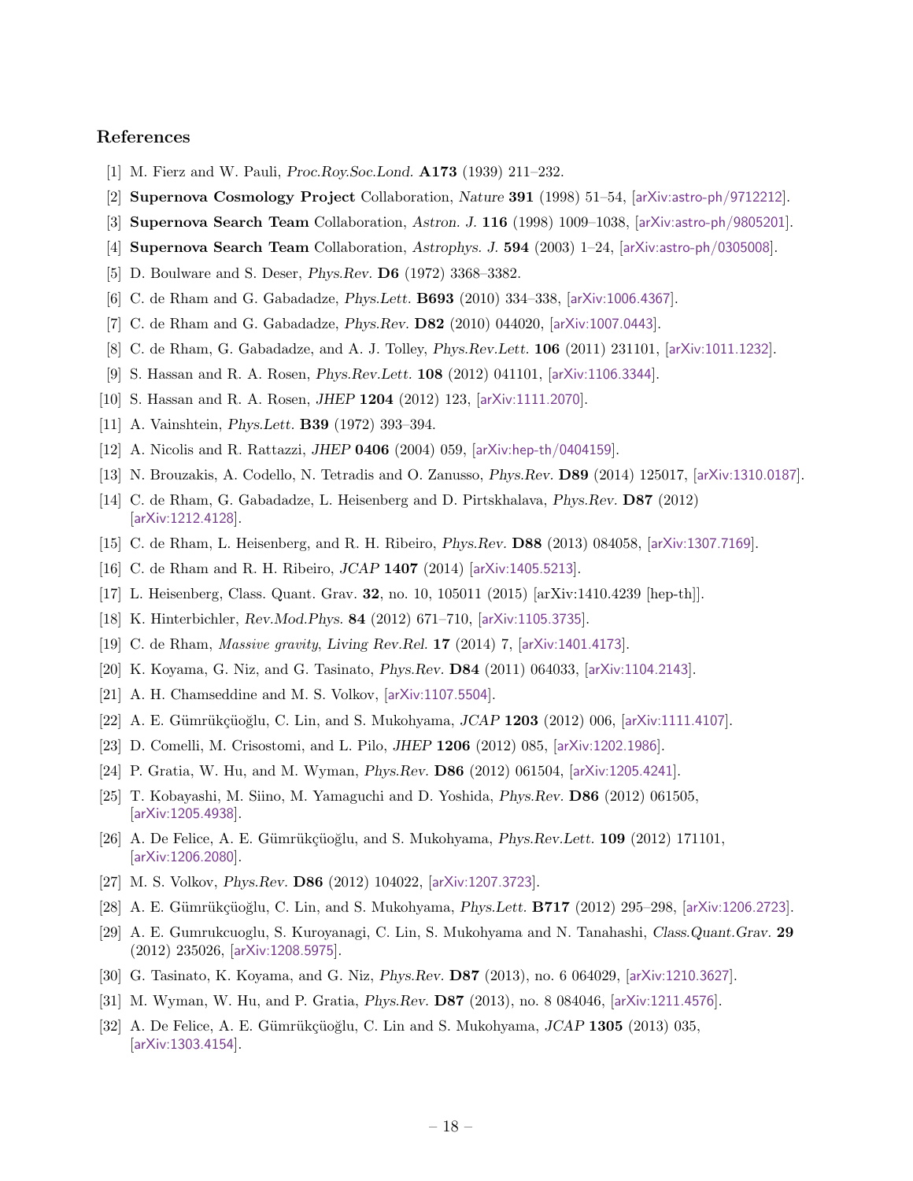## References

[1] M. Fierz and W. Pauli, *Proc.Roy.Soc.Lond.* **A173** (1939) 211–232.

[2] **Supernova Cosmology Project** Collaboration, *Nature* **391** (1998) 51–54, [arXiv:astro-ph/9712212].

[3] **Supernova Search Team** Collaboration, *Astron. J.* **116** (1998) 1009–1038, [arXiv:astro-ph/9805201].

[4] **Supernova Search Team** Collaboration, *Astrophys. J.* **594** (2003) 1–24, [arXiv:astro-ph/0305008].

[5] D. Boulware and S. Deser, *Phys.Rev.* **D6** (1972) 3368–3382.

[6] C. de Rham and G. Gabadadze, *Phys.Lett.* **B693** (2010) 334–338, [arXiv:1006.4367].

[7] C. de Rham and G. Gabadadze, *Phys.Rev.* **D82** (2010) 044020, [arXiv:1007.0443].

[8] C. de Rham, G. Gabadadze, and A. J. Tolley, *Phys.Rev.Lett.* **106** (2011) 231101, [arXiv:1011.1232].

[9] S. Hassan and R. A. Rosen, *Phys.Rev.Lett.* **108** (2012) 041101, [arXiv:1106.3344].

[10] S. Hassan and R. A. Rosen, *JHEP* **1204** (2012) 123, [arXiv:1111.2070].

[11] A. Vainshtein, *Phys.Lett.* **B39** (1972) 393–394.

[12] A. Nicolis and R. Rattazzi, *JHEP* **0406** (2004) 059, [arXiv:hep-th/0404159].

[13] N. Brouzakis, A. Codello, N. Tetradis and O. Zanusso, *Phys.Rev.* **D89** (2014) 125017, [arXiv:1310.0187].

[14] C. de Rham, G. Gabadadze, L. Heisenberg and D. Pirtskhalava, *Phys.Rev.* **D87** (2012) [arXiv:1212.4128].

[15] C. de Rham, L. Heisenberg, and R. H. Ribeiro, *Phys.Rev.* **D88** (2013) 084058, [arXiv:1307.7169].

[16] C. de Rham and R. H. Ribeiro, *JCAP* **1407** (2014) [arXiv:1405.5213].

[17] L. Heisenberg, Class. Quant. Grav. **32**, no. 10, 105011 (2015) [arXiv:1410.4239 [hep-th]].

[18] K. Hinterbichler, *Rev.Mod.Phys.* **84** (2012) 671–710, [arXiv:1105.3735].

[19] C. de Rham, *Massive gravity*, *Living Rev.Rel.* **17** (2014) 7, [arXiv:1401.4173].

[20] K. Koyama, G. Niz, and G. Tasinato, *Phys.Rev.* **D84** (2011) 064033, [arXiv:1104.2143].

[21] A. H. Chamseddine and M. S. Volkov, [arXiv:1107.5504].

[22] A. E. Gümrükçüoğlu, C. Lin, and S. Mukohyama, *JCAP* **1203** (2012) 006, [arXiv:1111.4107].

[23] D. Comelli, M. Crisostomi, and L. Pilo, *JHEP* **1206** (2012) 085, [arXiv:1202.1986].

[24] P. Gratia, W. Hu, and M. Wyman, *Phys.Rev.* **D86** (2012) 061504, [arXiv:1205.4241].

[25] T. Kobayashi, M. Siino, M. Yamaguchi and D. Yoshida, *Phys.Rev.* **D86** (2012) 061505, [arXiv:1205.4938].

[26] A. De Felice, A. E. Gümrükçüoğlu, and S. Mukohyama, *Phys.Rev.Lett.* **109** (2012) 171101, [arXiv:1206.2080].

[27] M. S. Volkov, *Phys.Rev.* **D86** (2012) 104022, [arXiv:1207.3723].

[28] A. E. Gümrükçüoğlu, C. Lin, and S. Mukohyama, *Phys.Lett.* **B717** (2012) 295–298, [arXiv:1206.2723].

[29] A. E. Gumrukcuoglu, S. Kuroyanagi, C. Lin, S. Mukohyama and N. Tanahashi, *Class.Quant.Grav.* **29** (2012) 235026, [arXiv:1208.5975].

[30] G. Tasinato, K. Koyama, and G. Niz, *Phys.Rev.* **D87** (2013), no. 6 064029, [arXiv:1210.3627].

[31] M. Wyman, W. Hu, and P. Gratia, *Phys.Rev.* **D87** (2013), no. 8 084046, [arXiv:1211.4576].

[32] A. De Felice, A. E. Gümrükçüoğlu, C. Lin and S. Mukohyama, *JCAP* **1305** (2013) 035, [arXiv:1303.4154].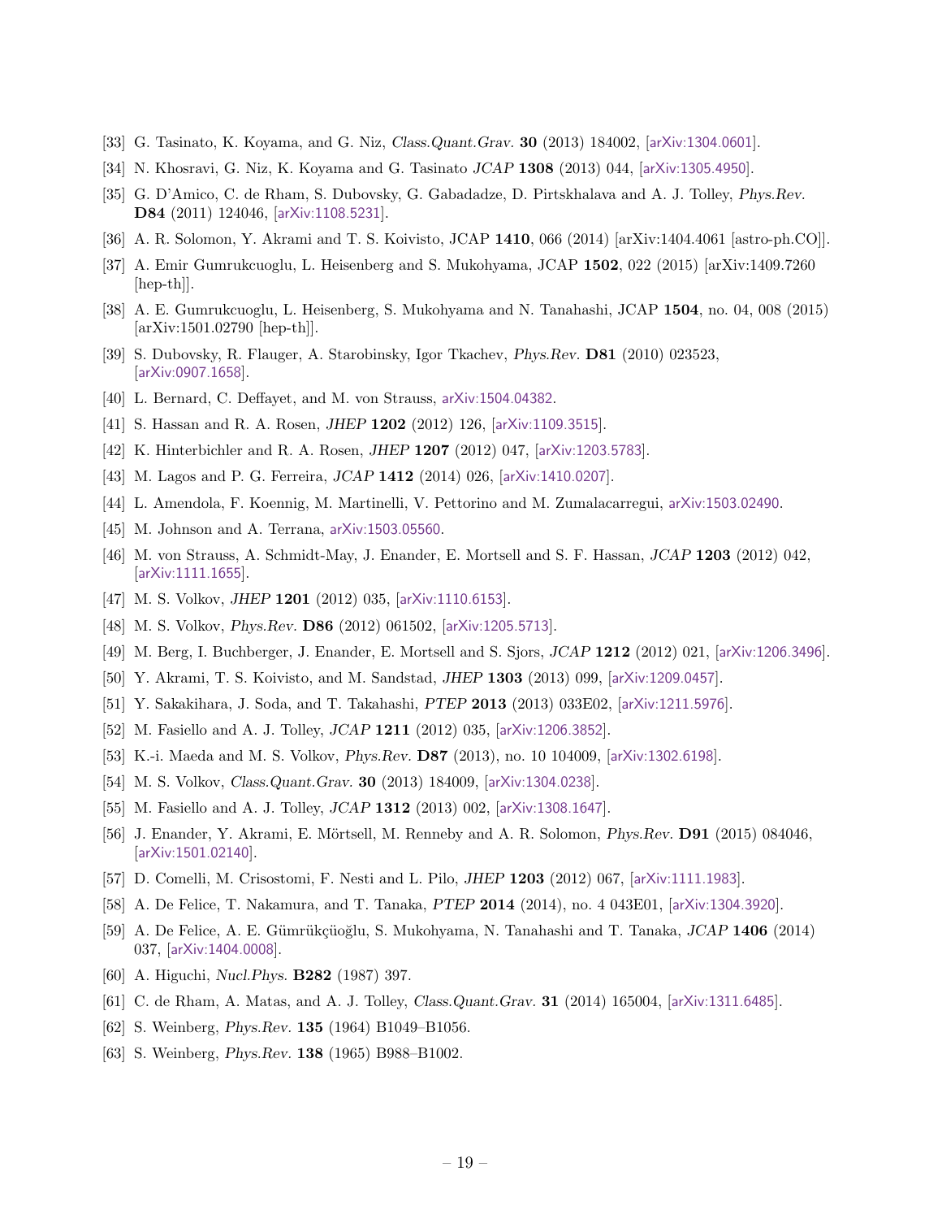[33] G. Tasinato, K. Koyama, and G. Niz, *Class.Quant.Grav.* **30** (2013) 184002, [arXiv:1304.0601].

[34] N. Khosravi, G. Niz, K. Koyama and G. Tasinato *JCAP* **1308** (2013) 044, [arXiv:1305.4950].

[35] G. D'Amico, C. de Rham, S. Dubovsky, G. Gabadadze, D. Pirtskhalava and A. J. Tolley, *Phys.Rev.* **D84** (2011) 124046, [arXiv:1108.5231].

[36] A. R. Solomon, Y. Akrami and T. S. Koivisto, JCAP **1410**, 066 (2014) [arXiv:1404.4061 [astro-ph.CO]].

[37] A. Emir Gumrukcuoglu, L. Heisenberg and S. Mukohyama, JCAP **1502**, 022 (2015) [arXiv:1409.7260 [hep-th]].

[38] A. E. Gumrukcuoglu, L. Heisenberg, S. Mukohyama and N. Tanahashi, JCAP **1504**, no. 04, 008 (2015) [arXiv:1501.02790 [hep-th]].

[39] S. Dubovsky, R. Flauger, A. Starobinsky, Igor Tkachev, *Phys.Rev.* **D81** (2010) 023523, [arXiv:0907.1658].

[40] L. Bernard, C. Deffayet, and M. von Strauss, arXiv:1504.04382.

[41] S. Hassan and R. A. Rosen, *JHEP* **1202** (2012) 126, [arXiv:1109.3515].

[42] K. Hinterbichler and R. A. Rosen, *JHEP* **1207** (2012) 047, [arXiv:1203.5783].

[43] M. Lagos and P. G. Ferreira, *JCAP* **1412** (2014) 026, [arXiv:1410.0207].

[44] L. Amendola, F. Koennig, M. Martinelli, V. Pettorino and M. Zumalacarregui, arXiv:1503.02490.

[45] M. Johnson and A. Terrana, arXiv:1503.05560.

[46] M. von Strauss, A. Schmidt-May, J. Enander, E. Mortsell and S. F. Hassan, *JCAP* **1203** (2012) 042, [arXiv:1111.1655].

[47] M. S. Volkov, *JHEP* **1201** (2012) 035, [arXiv:1110.6153].

[48] M. S. Volkov, *Phys.Rev.* **D86** (2012) 061502, [arXiv:1205.5713].

[49] M. Berg, I. Buchberger, J. Enander, E. Mortsell and S. Sjors, *JCAP* **1212** (2012) 021, [arXiv:1206.3496].

[50] Y. Akrami, T. S. Koivisto, and M. Sandstad, *JHEP* **1303** (2013) 099, [arXiv:1209.0457].

[51] Y. Sakakihara, J. Soda, and T. Takahashi, *PTEP* **2013** (2013) 033E02, [arXiv:1211.5976].

[52] M. Fasiello and A. J. Tolley, *JCAP* **1211** (2012) 035, [arXiv:1206.3852].

[53] K.-i. Maeda and M. S. Volkov, *Phys.Rev.* **D87** (2013), no. 10 104009, [arXiv:1302.6198].

[54] M. S. Volkov, *Class.Quant.Grav.* **30** (2013) 184009, [arXiv:1304.0238].

[55] M. Fasiello and A. J. Tolley, *JCAP* **1312** (2013) 002, [arXiv:1308.1647].

[56] J. Enander, Y. Akrami, E. Mörtsell, M. Renneby and A. R. Solomon, *Phys.Rev.* **D91** (2015) 084046, [arXiv:1501.02140].

[57] D. Comelli, M. Crisostomi, F. Nesti and L. Pilo, *JHEP* **1203** (2012) 067, [arXiv:1111.1983].

[58] A. De Felice, T. Nakamura, and T. Tanaka, *PTEP* **2014** (2014), no. 4 043E01, [arXiv:1304.3920].

[59] A. De Felice, A. E. Gümrükçüoğlu, S. Mukohyama, N. Tanahashi and T. Tanaka, *JCAP* **1406** (2014) 037, [arXiv:1404.0008].

[60] A. Higuchi, *Nucl.Phys.* **B282** (1987) 397.

[61] C. de Rham, A. Matas, and A. J. Tolley, *Class.Quant.Grav.* **31** (2014) 165004, [arXiv:1311.6485].

[62] S. Weinberg, *Phys.Rev.* **135** (1964) B1049–B1056.

[63] S. Weinberg, *Phys.Rev.* **138** (1965) B988–B1002.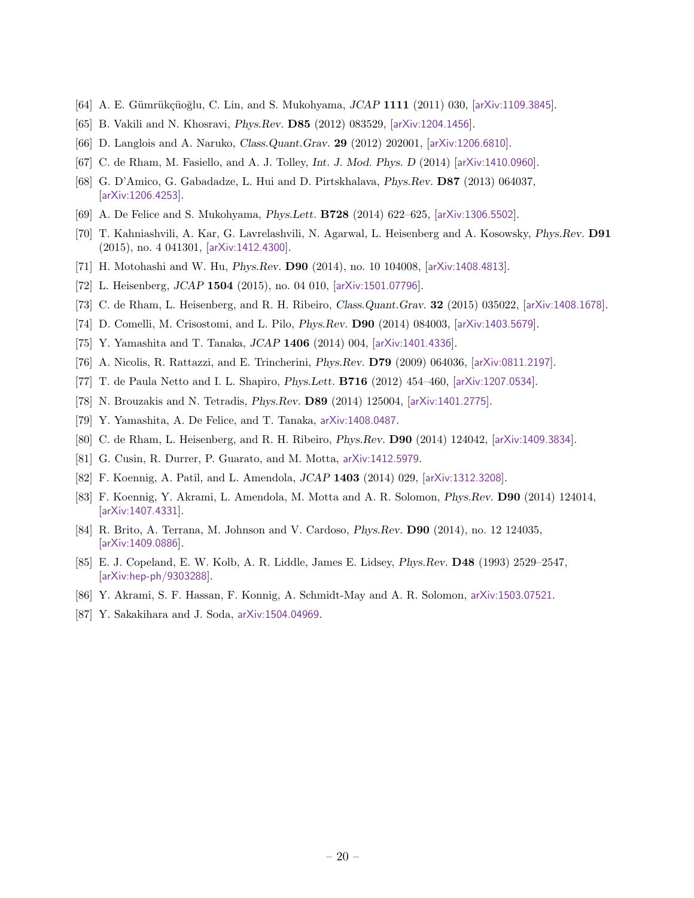[64] A. E. Gümrükçüoğlu, C. Lin, and S. Mukohyama, *JCAP* **1111** (2011) 030, [arXiv:1109.3845].

[65] B. Vakili and N. Khosravi, *Phys.Rev.* **D85** (2012) 083529, [arXiv:1204.1456].

[66] D. Langlois and A. Naruko, *Class.Quant.Grav.* **29** (2012) 202001, [arXiv:1206.6810].

[67] C. de Rham, M. Fasiello, and A. J. Tolley, *Int. J. Mod. Phys. D* (2014) [arXiv:1410.0960].

[68] G. D'Amico, G. Gabadadze, L. Hui and D. Pirtskhalava, *Phys.Rev.* **D87** (2013) 064037, [arXiv:1206.4253].

[69] A. De Felice and S. Mukohyama, *Phys.Lett.* **B728** (2014) 622–625, [arXiv:1306.5502].

[70] T. Kahniashvili, A. Kar, G. Lavrelashvili, N. Agarwal, L. Heisenberg and A. Kosowsky, *Phys.Rev.* **D91** (2015), no. 4 041301, [arXiv:1412.4300].

[71] H. Motohashi and W. Hu, *Phys.Rev.* **D90** (2014), no. 10 104008, [arXiv:1408.4813].

[72] L. Heisenberg, *JCAP* **1504** (2015), no. 04 010, [arXiv:1501.07796].

[73] C. de Rham, L. Heisenberg, and R. H. Ribeiro, *Class.Quant.Grav.* **32** (2015) 035022, [arXiv:1408.1678].

[74] D. Comelli, M. Crisostomi, and L. Pilo, *Phys.Rev.* **D90** (2014) 084003, [arXiv:1403.5679].

[75] Y. Yamashita and T. Tanaka, *JCAP* **1406** (2014) 004, [arXiv:1401.4336].

[76] A. Nicolis, R. Rattazzi, and E. Trincherini, *Phys.Rev.* **D79** (2009) 064036, [arXiv:0811.2197].

[77] T. de Paula Netto and I. L. Shapiro, *Phys.Lett.* **B716** (2012) 454–460, [arXiv:1207.0534].

[78] N. Brouzakis and N. Tetradis, *Phys.Rev.* **D89** (2014) 125004, [arXiv:1401.2775].

[79] Y. Yamashita, A. De Felice, and T. Tanaka, arXiv:1408.0487.

[80] C. de Rham, L. Heisenberg, and R. H. Ribeiro, *Phys.Rev.* **D90** (2014) 124042, [arXiv:1409.3834].

[81] G. Cusin, R. Durrer, P. Guarato, and M. Motta, arXiv:1412.5979.

[82] F. Koennig, A. Patil, and L. Amendola, *JCAP* **1403** (2014) 029, [arXiv:1312.3208].

[83] F. Koennig, Y. Akrami, L. Amendola, M. Motta and A. R. Solomon, *Phys.Rev.* **D90** (2014) 124014, [arXiv:1407.4331].

[84] R. Brito, A. Terrana, M. Johnson and V. Cardoso, *Phys.Rev.* **D90** (2014), no. 12 124035, [arXiv:1409.0886].

[85] E. J. Copeland, E. W. Kolb, A. R. Liddle, James E. Lidsey, *Phys.Rev.* **D48** (1993) 2529–2547, [arXiv:hep-ph/9303288].

[86] Y. Akrami, S. F. Hassan, F. Konnig, A. Schmidt-May and A. R. Solomon, arXiv:1503.07521.

[87] Y. Sakakihara and J. Soda, arXiv:1504.04969.